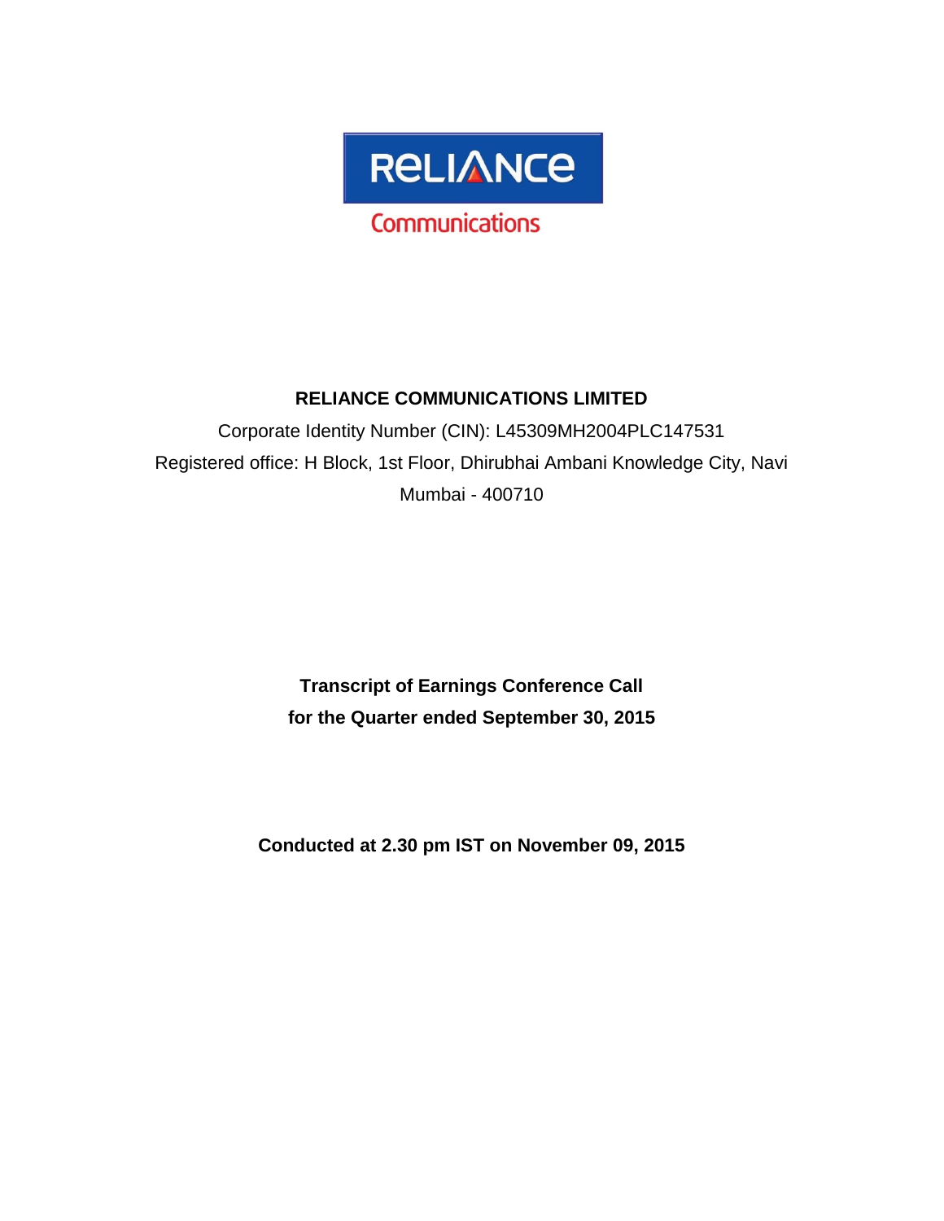Reliance Communications

**RELIANCE COMMUNICATIONS LIMITED**

Corporate Identity Number (CIN): L45309MH2004PLC147531

Registered office: H Block, 1st Floor, Dhirubhai Ambani Knowledge City, Navi Mumbai - 400710

**Transcript of Earnings Conference Call**
**for the Quarter ended September 30, 2015**

**Conducted at 2.30 pm IST on November 09, 2015**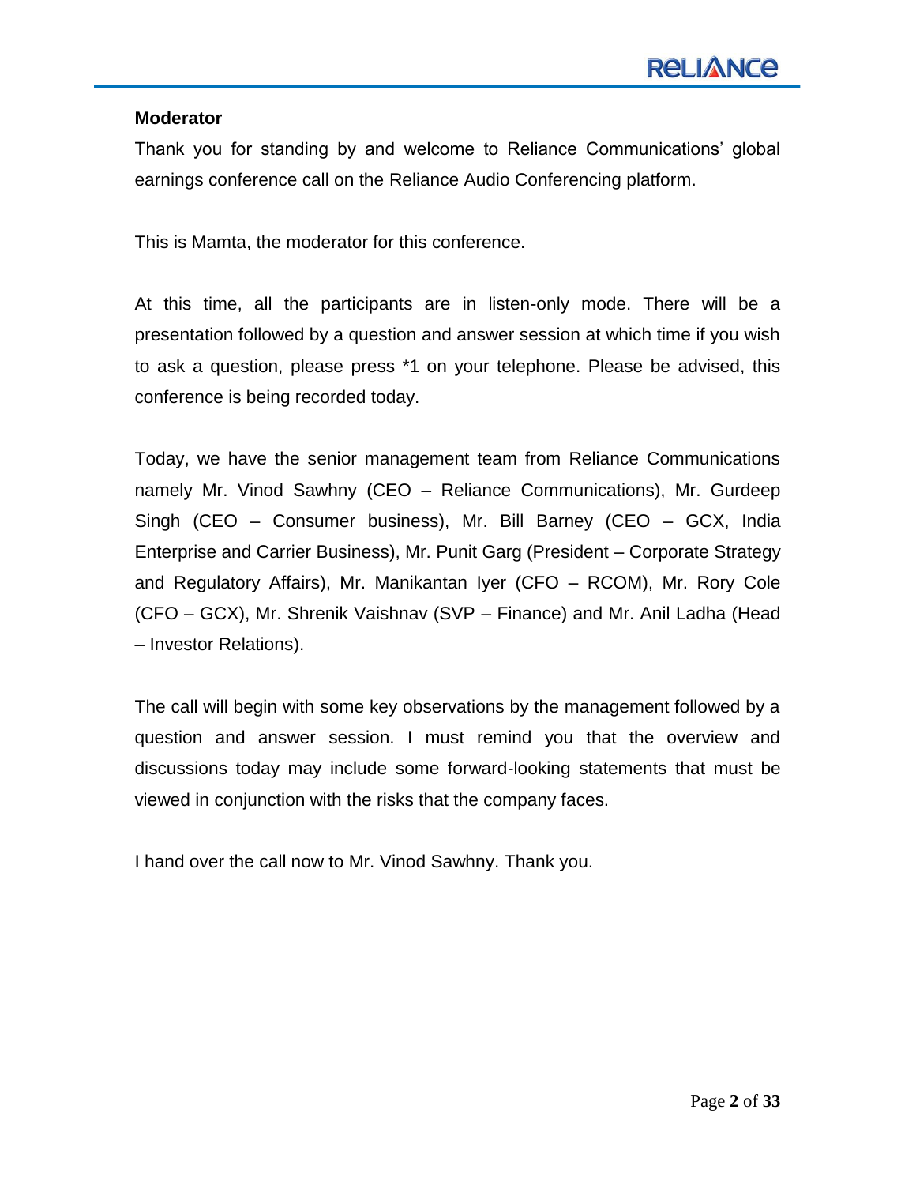**Moderator**

Thank you for standing by and welcome to Reliance Communications' global earnings conference call on the Reliance Audio Conferencing platform.

This is Mamta, the moderator for this conference.

At this time, all the participants are in listen-only mode. There will be a presentation followed by a question and answer session at which time if you wish to ask a question, please press *1 on your telephone. Please be advised, this conference is being recorded today.

Today, we have the senior management team from Reliance Communications namely Mr. Vinod Sawhny (CEO – Reliance Communications), Mr. Gurdeep Singh (CEO – Consumer business), Mr. Bill Barney (CEO – GCX, India Enterprise and Carrier Business), Mr. Punit Garg (President – Corporate Strategy and Regulatory Affairs), Mr. Manikantan Iyer (CFO – RCOM), Mr. Rory Cole (CFO – GCX), Mr. Shrenik Vaishnav (SVP – Finance) and Mr. Anil Ladha (Head – Investor Relations).

The call will begin with some key observations by the management followed by a question and answer session. I must remind you that the overview and discussions today may include some forward-looking statements that must be viewed in conjunction with the risks that the company faces.

I hand over the call now to Mr. Vinod Sawhny. Thank you.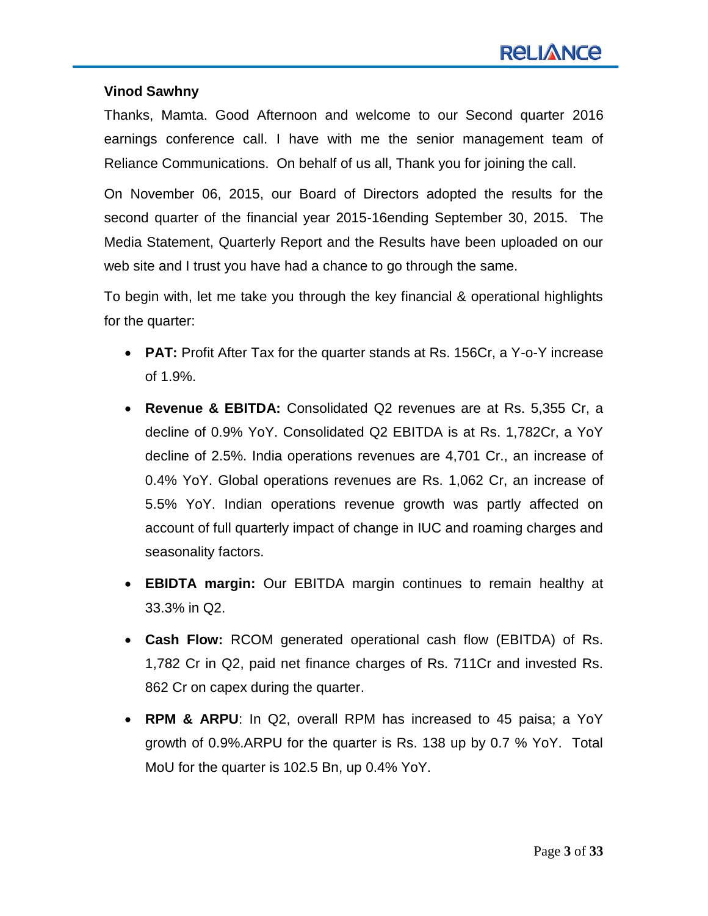**Vinod Sawhny**

Thanks, Mamta. Good Afternoon and welcome to our Second quarter 2016 earnings conference call. I have with me the senior management team of Reliance Communications. On behalf of us all, Thank you for joining the call.

On November 06, 2015, our Board of Directors adopted the results for the second quarter of the financial year 2015-16ending September 30, 2015. The Media Statement, Quarterly Report and the Results have been uploaded on our web site and I trust you have had a chance to go through the same.

To begin with, let me take you through the key financial & operational highlights for the quarter:

- **PAT:** Profit After Tax for the quarter stands at Rs. 156Cr, a Y-o-Y increase of 1.9%.
- **Revenue & EBITDA:** Consolidated Q2 revenues are at Rs. 5,355 Cr, a decline of 0.9% YoY. Consolidated Q2 EBITDA is at Rs. 1,782Cr, a YoY decline of 2.5%. India operations revenues are 4,701 Cr., an increase of 0.4% YoY. Global operations revenues are Rs. 1,062 Cr, an increase of 5.5% YoY. Indian operations revenue growth was partly affected on account of full quarterly impact of change in IUC and roaming charges and seasonality factors.
- **EBIDTA margin:** Our EBITDA margin continues to remain healthy at 33.3% in Q2.
- **Cash Flow:** RCOM generated operational cash flow (EBITDA) of Rs. 1,782 Cr in Q2, paid net finance charges of Rs. 711Cr and invested Rs. 862 Cr on capex during the quarter.
- **RPM & ARPU**: In Q2, overall RPM has increased to 45 paisa; a YoY growth of 0.9%.ARPU for the quarter is Rs. 138 up by 0.7 % YoY. Total MoU for the quarter is 102.5 Bn, up 0.4% YoY.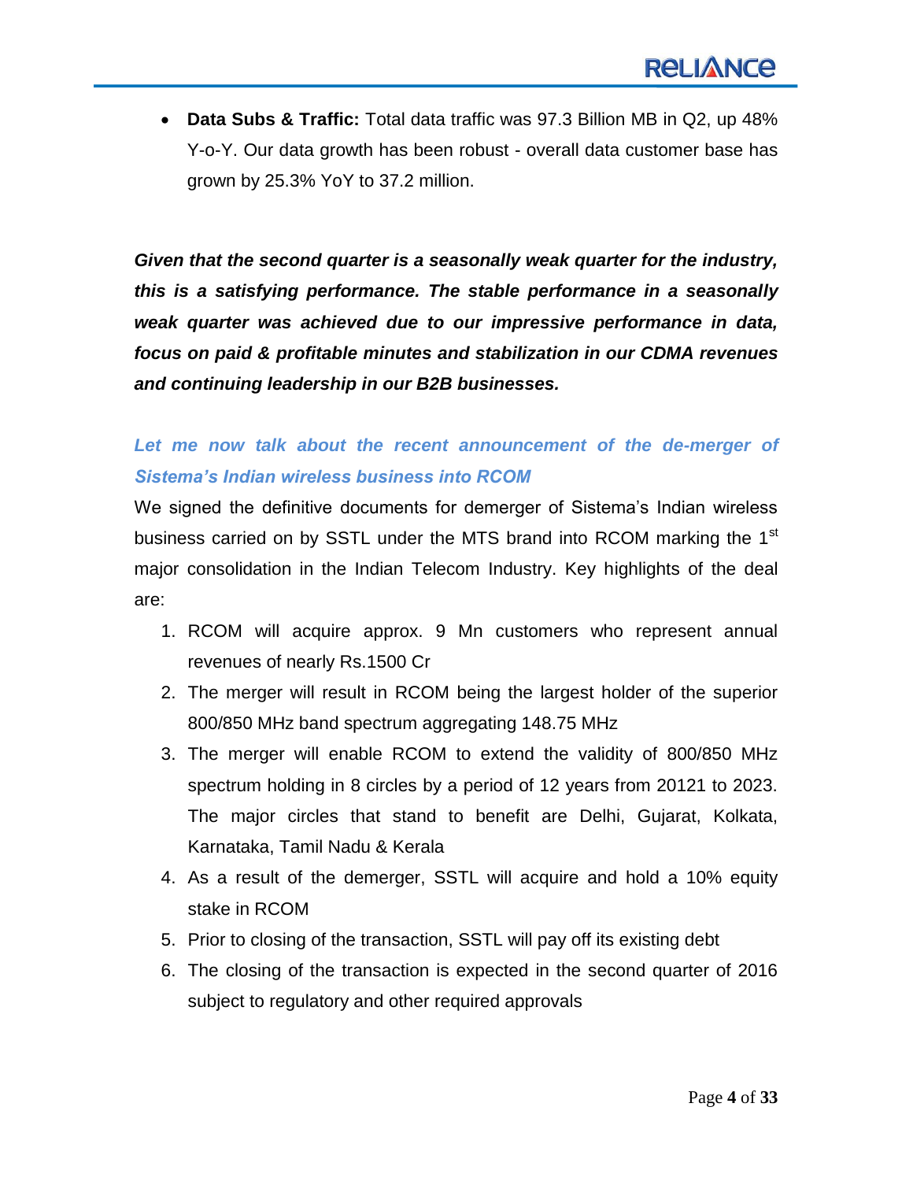- **Data Subs & Traffic:** Total data traffic was 97.3 Billion MB in Q2, up 48% Y-o-Y. Our data growth has been robust - overall data customer base has grown by 25.3% YoY to 37.2 million.

***Given that the second quarter is a seasonally weak quarter for the industry, this is a satisfying performance. The stable performance in a seasonally weak quarter was achieved due to our impressive performance in data, focus on paid & profitable minutes and stabilization in our CDMA revenues and continuing leadership in our B2B businesses.***

### *Let me now talk about the recent announcement of the de-merger of Sistema's Indian wireless business into RCOM*

We signed the definitive documents for demerger of Sistema's Indian wireless business carried on by SSTL under the MTS brand into RCOM marking the 1st major consolidation in the Indian Telecom Industry. Key highlights of the deal are:

1. RCOM will acquire approx. 9 Mn customers who represent annual revenues of nearly Rs.1500 Cr
2. The merger will result in RCOM being the largest holder of the superior 800/850 MHz band spectrum aggregating 148.75 MHz
3. The merger will enable RCOM to extend the validity of 800/850 MHz spectrum holding in 8 circles by a period of 12 years from 20121 to 2023. The major circles that stand to benefit are Delhi, Gujarat, Kolkata, Karnataka, Tamil Nadu & Kerala
4. As a result of the demerger, SSTL will acquire and hold a 10% equity stake in RCOM
5. Prior to closing of the transaction, SSTL will pay off its existing debt
6. The closing of the transaction is expected in the second quarter of 2016 subject to regulatory and other required approvals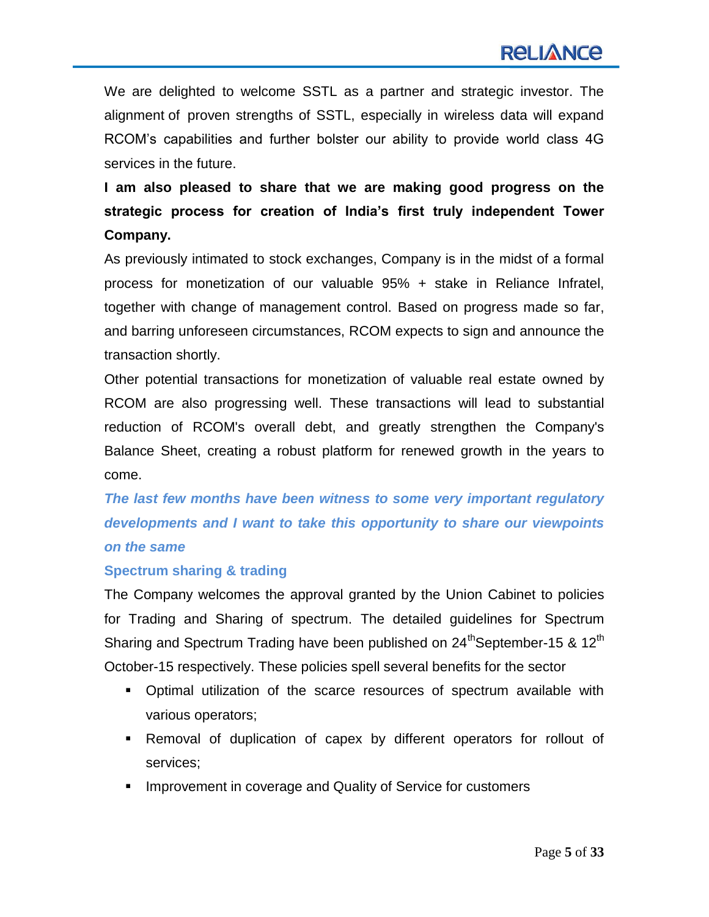We are delighted to welcome SSTL as a partner and strategic investor. The alignment of proven strengths of SSTL, especially in wireless data will expand RCOM's capabilities and further bolster our ability to provide world class 4G services in the future.

**I am also pleased to share that we are making good progress on the strategic process for creation of India's first truly independent Tower Company.**

As previously intimated to stock exchanges, Company is in the midst of a formal process for monetization of our valuable 95% + stake in Reliance Infratel, together with change of management control. Based on progress made so far, and barring unforeseen circumstances, RCOM expects to sign and announce the transaction shortly.

Other potential transactions for monetization of valuable real estate owned by RCOM are also progressing well. These transactions will lead to substantial reduction of RCOM's overall debt, and greatly strengthen the Company's Balance Sheet, creating a robust platform for renewed growth in the years to come.

***The last few months have been witness to some very important regulatory developments and I want to take this opportunity to share our viewpoints on the same***

**Spectrum sharing & trading**

The Company welcomes the approval granted by the Union Cabinet to policies for Trading and Sharing of spectrum. The detailed guidelines for Spectrum Sharing and Spectrum Trading have been published on 24th September-15 & 12th October-15 respectively. These policies spell several benefits for the sector

- Optimal utilization of the scarce resources of spectrum available with various operators;
- Removal of duplication of capex by different operators for rollout of services;
- Improvement in coverage and Quality of Service for customers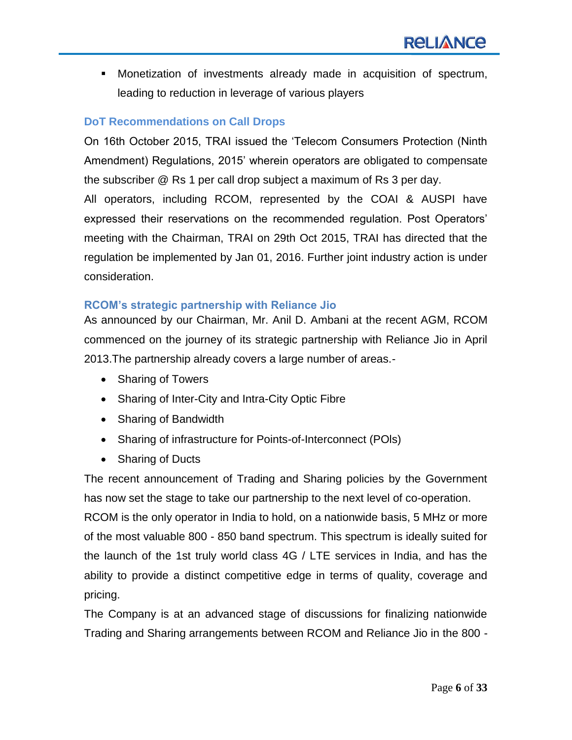- Monetization of investments already made in acquisition of spectrum, leading to reduction in leverage of various players

### DoT Recommendations on Call Drops

On 16th October 2015, TRAI issued the 'Telecom Consumers Protection (Ninth Amendment) Regulations, 2015' wherein operators are obligated to compensate the subscriber @ Rs 1 per call drop subject a maximum of Rs 3 per day.

All operators, including RCOM, represented by the COAI & AUSPI have expressed their reservations on the recommended regulation. Post Operators' meeting with the Chairman, TRAI on 29th Oct 2015, TRAI has directed that the regulation be implemented by Jan 01, 2016. Further joint industry action is under consideration.

### RCOM's strategic partnership with Reliance Jio

As announced by our Chairman, Mr. Anil D. Ambani at the recent AGM, RCOM commenced on the journey of its strategic partnership with Reliance Jio in April 2013.The partnership already covers a large number of areas.-

- Sharing of Towers
- Sharing of Inter-City and Intra-City Optic Fibre
- Sharing of Bandwidth
- Sharing of infrastructure for Points-of-Interconnect (POIs)
- Sharing of Ducts

The recent announcement of Trading and Sharing policies by the Government has now set the stage to take our partnership to the next level of co-operation.

RCOM is the only operator in India to hold, on a nationwide basis, 5 MHz or more of the most valuable 800 - 850 band spectrum. This spectrum is ideally suited for the launch of the 1st truly world class 4G / LTE services in India, and has the ability to provide a distinct competitive edge in terms of quality, coverage and pricing.

The Company is at an advanced stage of discussions for finalizing nationwide Trading and Sharing arrangements between RCOM and Reliance Jio in the 800 -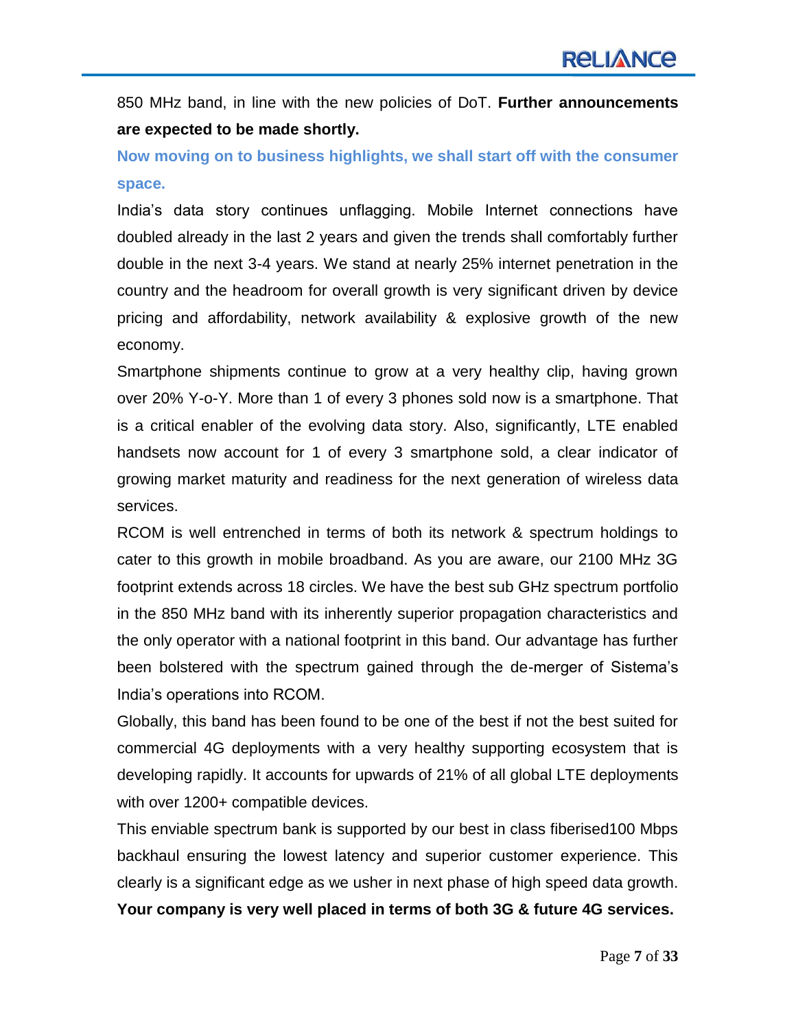850 MHz band, in line with the new policies of DoT. **Further announcements are expected to be made shortly.**

**Now moving on to business highlights, we shall start off with the consumer space.**

India's data story continues unflagging. Mobile Internet connections have doubled already in the last 2 years and given the trends shall comfortably further double in the next 3-4 years. We stand at nearly 25% internet penetration in the country and the headroom for overall growth is very significant driven by device pricing and affordability, network availability & explosive growth of the new economy.

Smartphone shipments continue to grow at a very healthy clip, having grown over 20% Y-o-Y. More than 1 of every 3 phones sold now is a smartphone. That is a critical enabler of the evolving data story. Also, significantly, LTE enabled handsets now account for 1 of every 3 smartphone sold, a clear indicator of growing market maturity and readiness for the next generation of wireless data services.

RCOM is well entrenched in terms of both its network & spectrum holdings to cater to this growth in mobile broadband. As you are aware, our 2100 MHz 3G footprint extends across 18 circles. We have the best sub GHz spectrum portfolio in the 850 MHz band with its inherently superior propagation characteristics and the only operator with a national footprint in this band. Our advantage has further been bolstered with the spectrum gained through the de-merger of Sistema's India's operations into RCOM.

Globally, this band has been found to be one of the best if not the best suited for commercial 4G deployments with a very healthy supporting ecosystem that is developing rapidly. It accounts for upwards of 21% of all global LTE deployments with over 1200+ compatible devices.

This enviable spectrum bank is supported by our best in class fiberised100 Mbps backhaul ensuring the lowest latency and superior customer experience. This clearly is a significant edge as we usher in next phase of high speed data growth.

**Your company is very well placed in terms of both 3G & future 4G services.**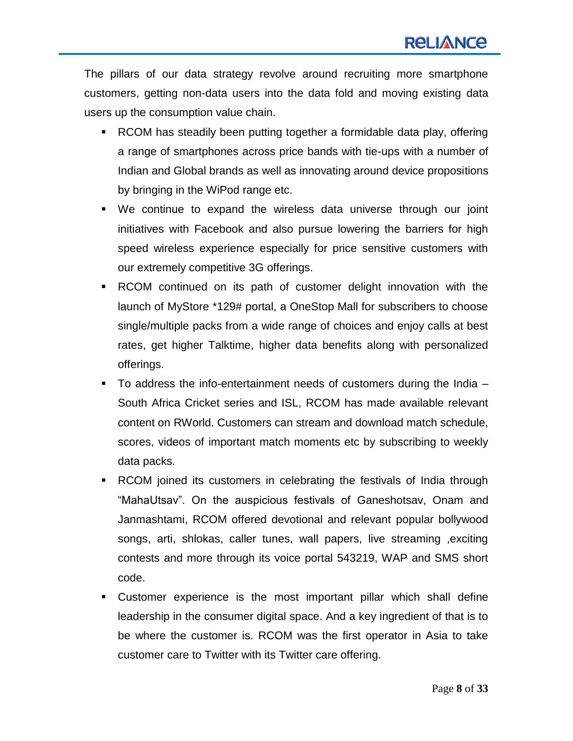The pillars of our data strategy revolve around recruiting more smartphone customers, getting non-data users into the data fold and moving existing data users up the consumption value chain.

- RCOM has steadily been putting together a formidable data play, offering a range of smartphones across price bands with tie-ups with a number of Indian and Global brands as well as innovating around device propositions by bringing in the WiPod range etc.
- We continue to expand the wireless data universe through our joint initiatives with Facebook and also pursue lowering the barriers for high speed wireless experience especially for price sensitive customers with our extremely competitive 3G offerings.
- RCOM continued on its path of customer delight innovation with the launch of MyStore *129# portal, a OneStop Mall for subscribers to choose single/multiple packs from a wide range of choices and enjoy calls at best rates, get higher Talktime, higher data benefits along with personalized offerings.
- To address the info-entertainment needs of customers during the India – South Africa Cricket series and ISL, RCOM has made available relevant content on RWorld. Customers can stream and download match schedule, scores, videos of important match moments etc by subscribing to weekly data packs.
- RCOM joined its customers in celebrating the festivals of India through "MahaUtsav". On the auspicious festivals of Ganeshotsav, Onam and Janmashtami, RCOM offered devotional and relevant popular bollywood songs, arti, shlokas, caller tunes, wall papers, live streaming ,exciting contests and more through its voice portal 543219, WAP and SMS short code.
- Customer experience is the most important pillar which shall define leadership in the consumer digital space. And a key ingredient of that is to be where the customer is. RCOM was the first operator in Asia to take customer care to Twitter with its Twitter care offering.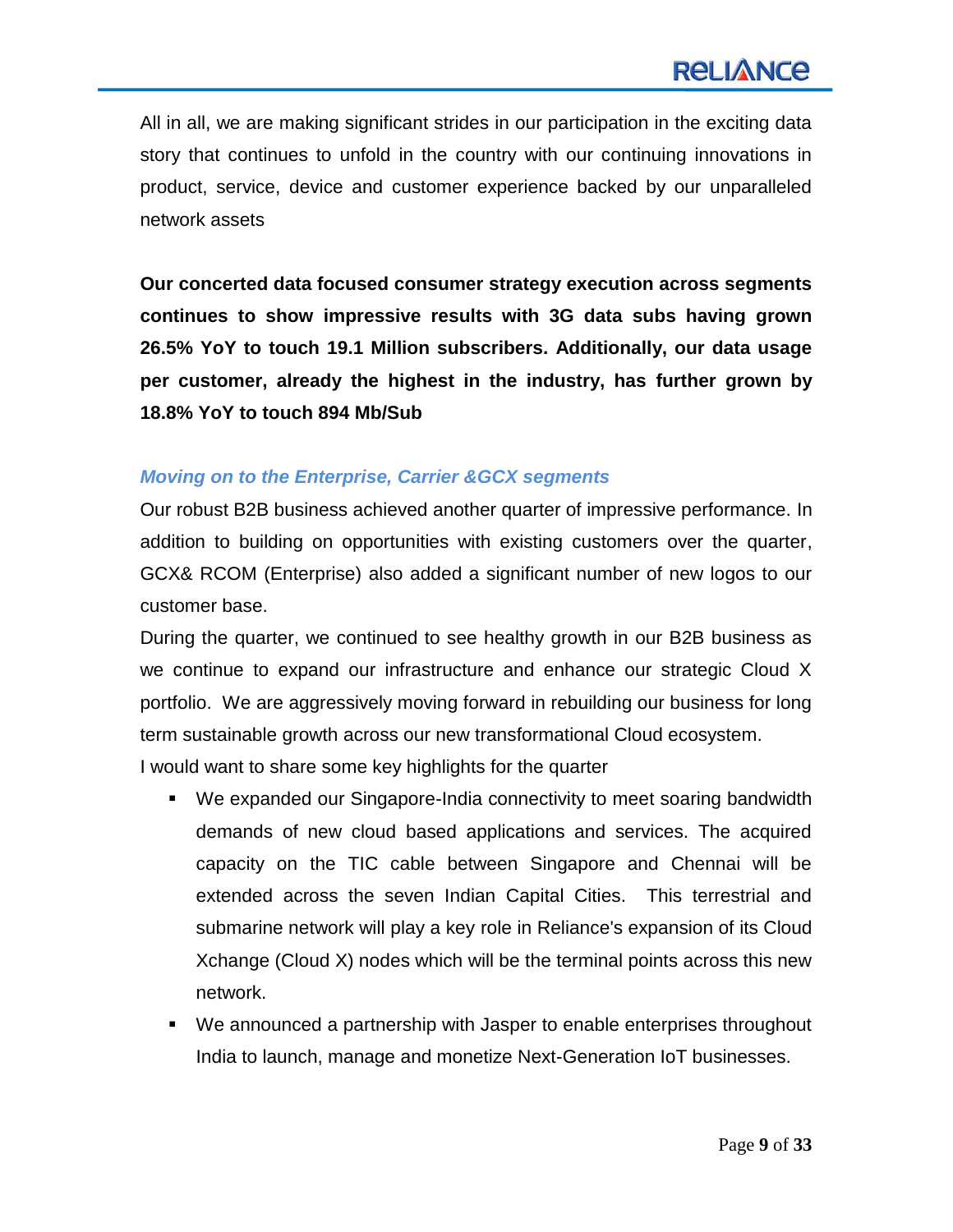All in all, we are making significant strides in our participation in the exciting data story that continues to unfold in the country with our continuing innovations in product, service, device and customer experience backed by our unparalleled network assets

**Our concerted data focused consumer strategy execution across segments continues to show impressive results with 3G data subs having grown 26.5% YoY to touch 19.1 Million subscribers. Additionally, our data usage per customer, already the highest in the industry, has further grown by 18.8% YoY to touch 894 Mb/Sub**

***Moving on to the Enterprise, Carrier &GCX segments***

Our robust B2B business achieved another quarter of impressive performance. In addition to building on opportunities with existing customers over the quarter, GCX& RCOM (Enterprise) also added a significant number of new logos to our customer base.

During the quarter, we continued to see healthy growth in our B2B business as we continue to expand our infrastructure and enhance our strategic Cloud X portfolio. We are aggressively moving forward in rebuilding our business for long term sustainable growth across our new transformational Cloud ecosystem.

I would want to share some key highlights for the quarter

- We expanded our Singapore-India connectivity to meet soaring bandwidth demands of new cloud based applications and services. The acquired capacity on the TIC cable between Singapore and Chennai will be extended across the seven Indian Capital Cities. This terrestrial and submarine network will play a key role in Reliance's expansion of its Cloud Xchange (Cloud X) nodes which will be the terminal points across this new network.
- We announced a partnership with Jasper to enable enterprises throughout India to launch, manage and monetize Next-Generation IoT businesses.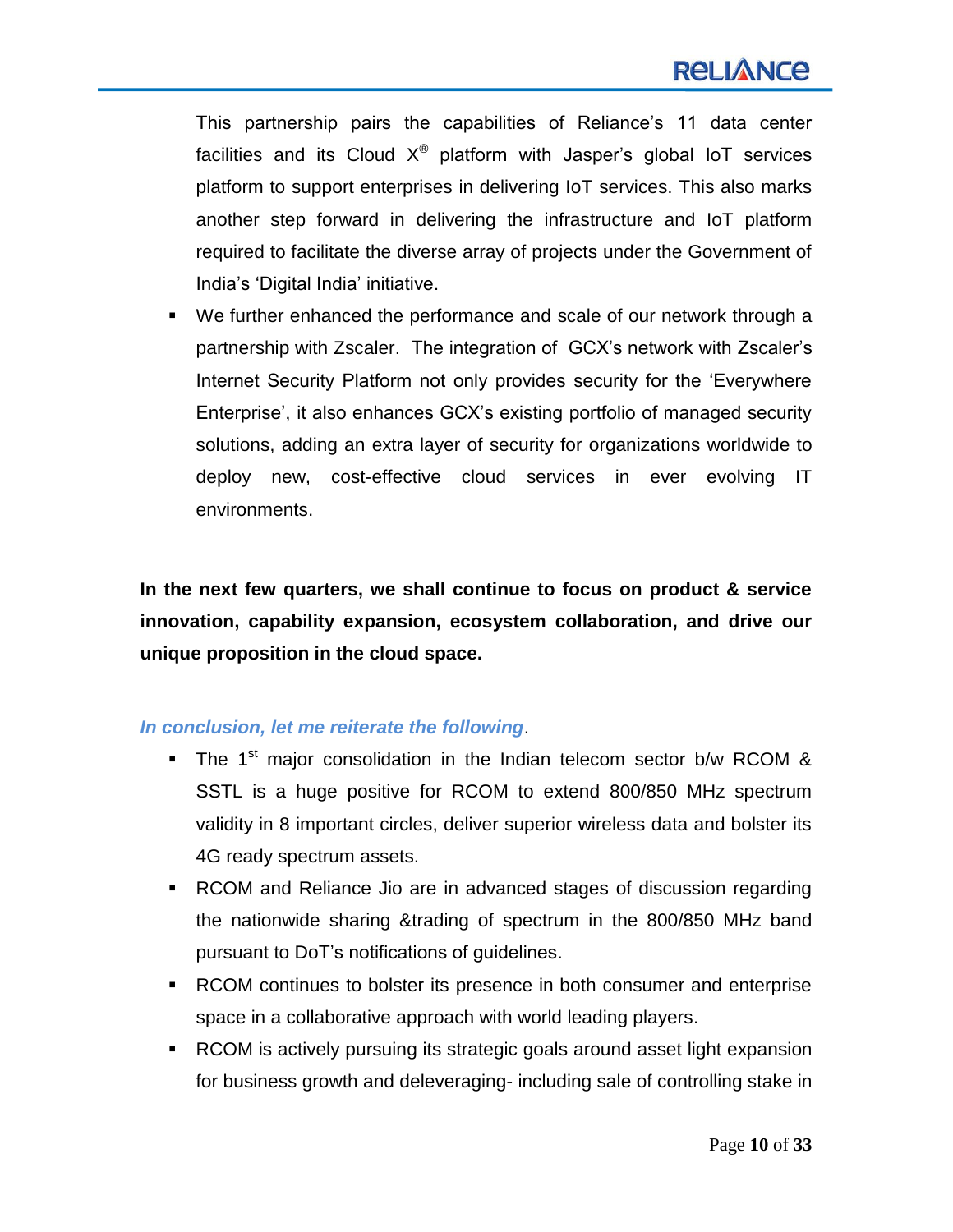This partnership pairs the capabilities of Reliance's 11 data center facilities and its Cloud X® platform with Jasper's global IoT services platform to support enterprises in delivering IoT services. This also marks another step forward in delivering the infrastructure and IoT platform required to facilitate the diverse array of projects under the Government of India's 'Digital India' initiative.

- We further enhanced the performance and scale of our network through a partnership with Zscaler. The integration of GCX's network with Zscaler's Internet Security Platform not only provides security for the 'Everywhere Enterprise', it also enhances GCX's existing portfolio of managed security solutions, adding an extra layer of security for organizations worldwide to deploy new, cost-effective cloud services in ever evolving IT environments.

**In the next few quarters, we shall continue to focus on product & service innovation, capability expansion, ecosystem collaboration, and drive our unique proposition in the cloud space.**

***In conclusion, let me reiterate the following***.

- The 1st major consolidation in the Indian telecom sector b/w RCOM & SSTL is a huge positive for RCOM to extend 800/850 MHz spectrum validity in 8 important circles, deliver superior wireless data and bolster its 4G ready spectrum assets.
- RCOM and Reliance Jio are in advanced stages of discussion regarding the nationwide sharing &trading of spectrum in the 800/850 MHz band pursuant to DoT's notifications of guidelines.
- RCOM continues to bolster its presence in both consumer and enterprise space in a collaborative approach with world leading players.
- RCOM is actively pursuing its strategic goals around asset light expansion for business growth and deleveraging- including sale of controlling stake in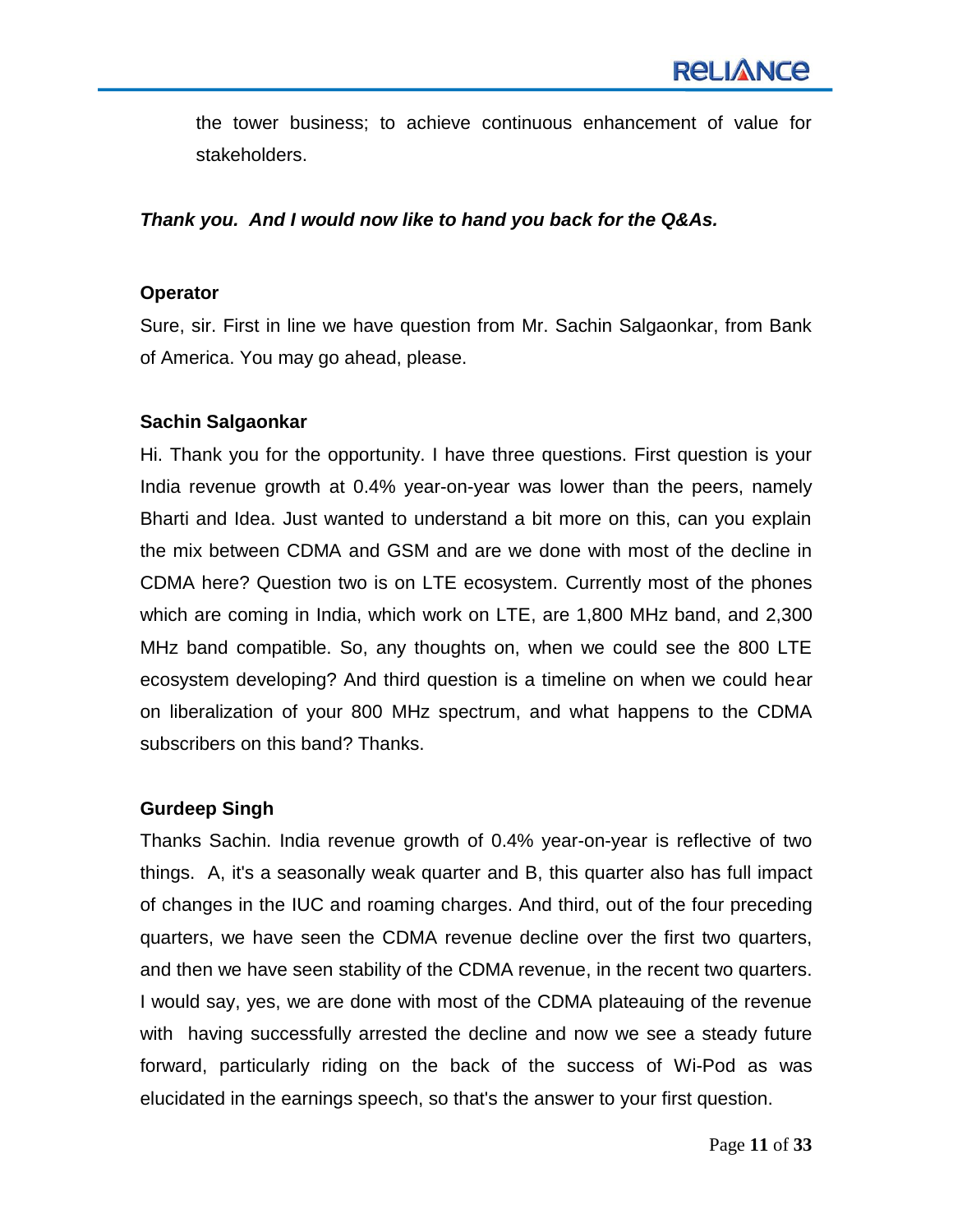the tower business; to achieve continuous enhancement of value for stakeholders.

***Thank you. And I would now like to hand you back for the Q&As.***

**Operator**

Sure, sir. First in line we have question from Mr. Sachin Salgaonkar, from Bank of America. You may go ahead, please.

**Sachin Salgaonkar**

Hi. Thank you for the opportunity. I have three questions. First question is your India revenue growth at 0.4% year-on-year was lower than the peers, namely Bharti and Idea. Just wanted to understand a bit more on this, can you explain the mix between CDMA and GSM and are we done with most of the decline in CDMA here? Question two is on LTE ecosystem. Currently most of the phones which are coming in India, which work on LTE, are 1,800 MHz band, and 2,300 MHz band compatible. So, any thoughts on, when we could see the 800 LTE ecosystem developing? And third question is a timeline on when we could hear on liberalization of your 800 MHz spectrum, and what happens to the CDMA subscribers on this band? Thanks.

**Gurdeep Singh**

Thanks Sachin. India revenue growth of 0.4% year-on-year is reflective of two things. A, it's a seasonally weak quarter and B, this quarter also has full impact of changes in the IUC and roaming charges. And third, out of the four preceding quarters, we have seen the CDMA revenue decline over the first two quarters, and then we have seen stability of the CDMA revenue, in the recent two quarters. I would say, yes, we are done with most of the CDMA plateauing of the revenue with having successfully arrested the decline and now we see a steady future forward, particularly riding on the back of the success of Wi-Pod as was elucidated in the earnings speech, so that's the answer to your first question.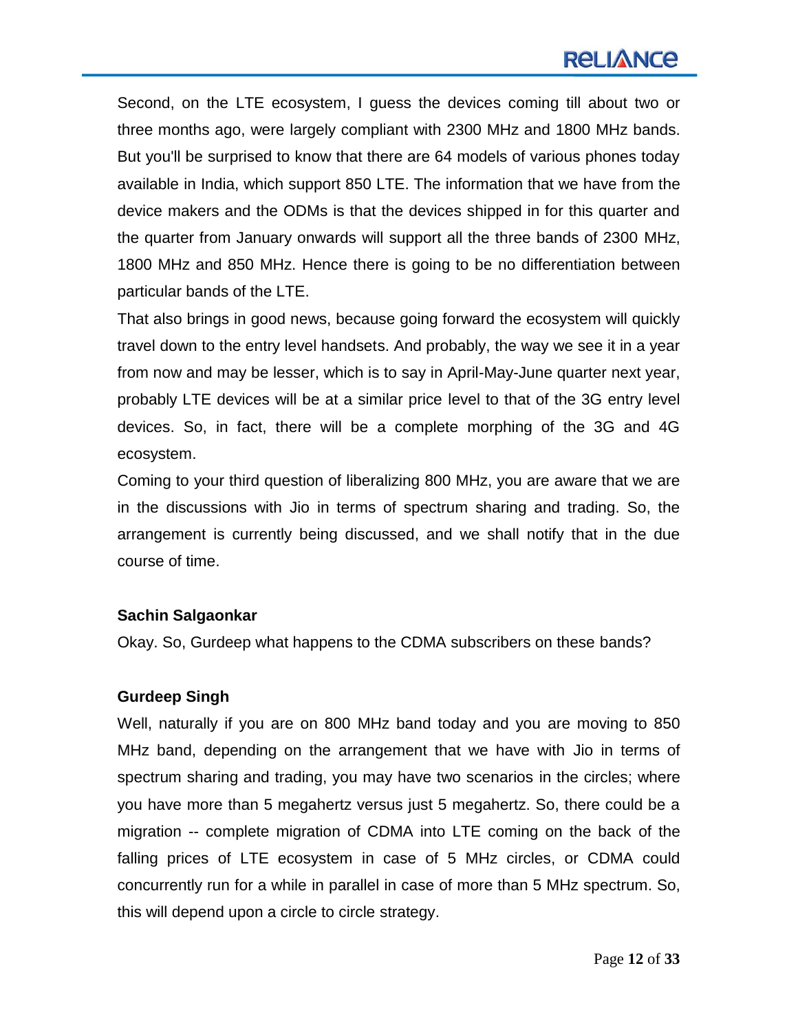Second, on the LTE ecosystem, I guess the devices coming till about two or three months ago, were largely compliant with 2300 MHz and 1800 MHz bands. But you'll be surprised to know that there are 64 models of various phones today available in India, which support 850 LTE. The information that we have from the device makers and the ODMs is that the devices shipped in for this quarter and the quarter from January onwards will support all the three bands of 2300 MHz, 1800 MHz and 850 MHz. Hence there is going to be no differentiation between particular bands of the LTE.

That also brings in good news, because going forward the ecosystem will quickly travel down to the entry level handsets. And probably, the way we see it in a year from now and may be lesser, which is to say in April-May-June quarter next year, probably LTE devices will be at a similar price level to that of the 3G entry level devices. So, in fact, there will be a complete morphing of the 3G and 4G ecosystem.

Coming to your third question of liberalizing 800 MHz, you are aware that we are in the discussions with Jio in terms of spectrum sharing and trading. So, the arrangement is currently being discussed, and we shall notify that in the due course of time.

**Sachin Salgaonkar**

Okay. So, Gurdeep what happens to the CDMA subscribers on these bands?

**Gurdeep Singh**

Well, naturally if you are on 800 MHz band today and you are moving to 850 MHz band, depending on the arrangement that we have with Jio in terms of spectrum sharing and trading, you may have two scenarios in the circles; where you have more than 5 megahertz versus just 5 megahertz. So, there could be a migration -- complete migration of CDMA into LTE coming on the back of the falling prices of LTE ecosystem in case of 5 MHz circles, or CDMA could concurrently run for a while in parallel in case of more than 5 MHz spectrum. So, this will depend upon a circle to circle strategy.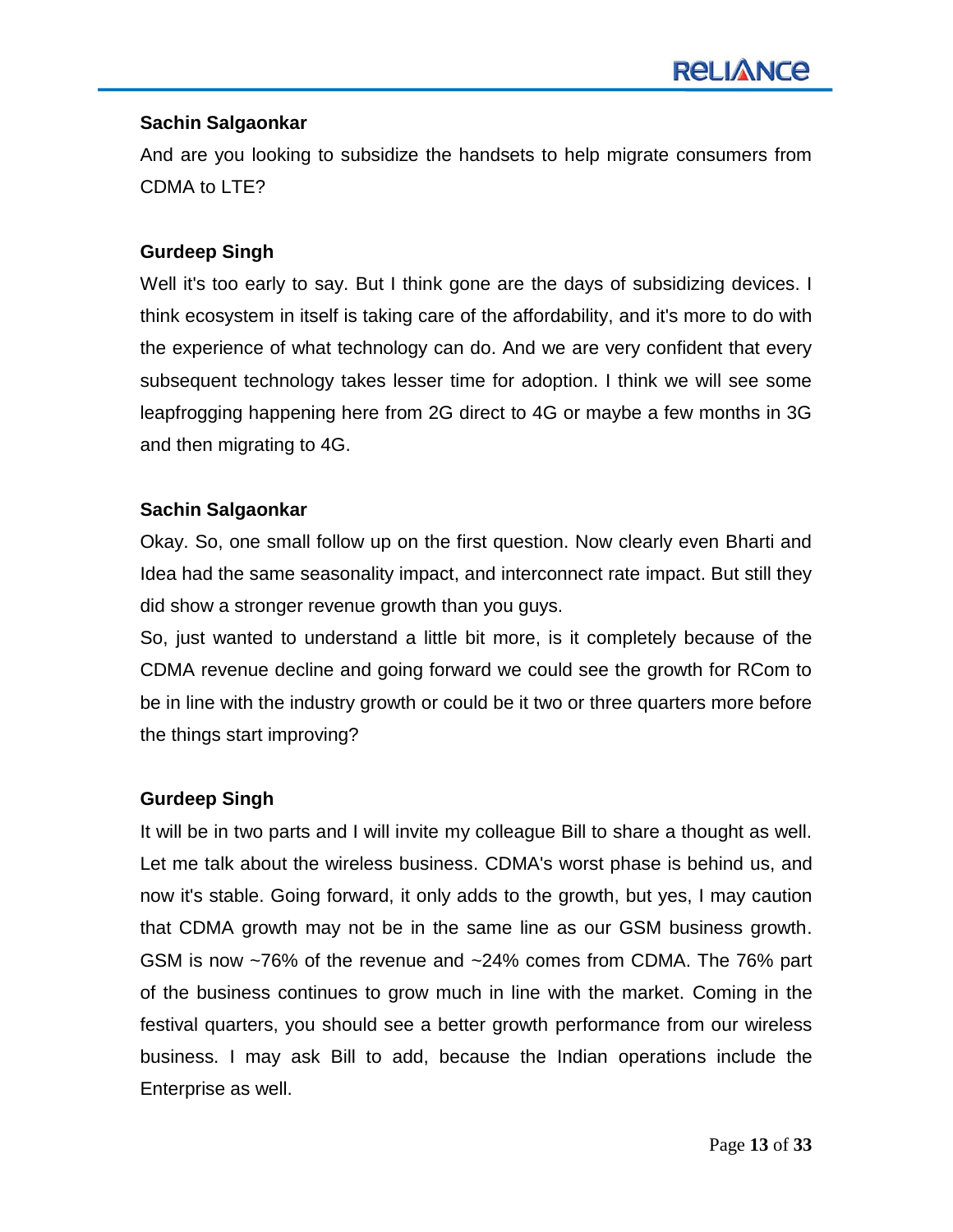**Sachin Salgaonkar**

And are you looking to subsidize the handsets to help migrate consumers from CDMA to LTE?

**Gurdeep Singh**

Well it's too early to say. But I think gone are the days of subsidizing devices. I think ecosystem in itself is taking care of the affordability, and it's more to do with the experience of what technology can do. And we are very confident that every subsequent technology takes lesser time for adoption. I think we will see some leapfrogging happening here from 2G direct to 4G or maybe a few months in 3G and then migrating to 4G.

**Sachin Salgaonkar**

Okay. So, one small follow up on the first question. Now clearly even Bharti and Idea had the same seasonality impact, and interconnect rate impact. But still they did show a stronger revenue growth than you guys.

So, just wanted to understand a little bit more, is it completely because of the CDMA revenue decline and going forward we could see the growth for RCom to be in line with the industry growth or could be it two or three quarters more before the things start improving?

**Gurdeep Singh**

It will be in two parts and I will invite my colleague Bill to share a thought as well. Let me talk about the wireless business. CDMA's worst phase is behind us, and now it's stable. Going forward, it only adds to the growth, but yes, I may caution that CDMA growth may not be in the same line as our GSM business growth. GSM is now ~76% of the revenue and ~24% comes from CDMA. The 76% part of the business continues to grow much in line with the market. Coming in the festival quarters, you should see a better growth performance from our wireless business. I may ask Bill to add, because the Indian operations include the Enterprise as well.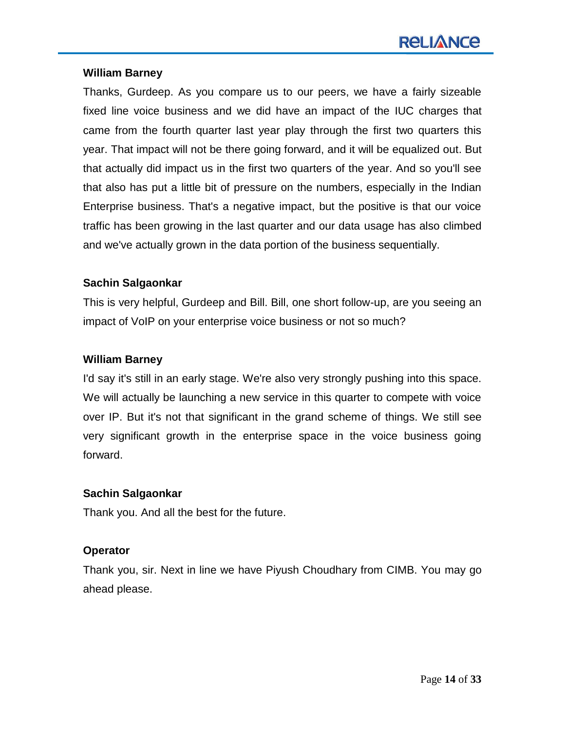**William Barney**

Thanks, Gurdeep. As you compare us to our peers, we have a fairly sizeable fixed line voice business and we did have an impact of the IUC charges that came from the fourth quarter last year play through the first two quarters this year. That impact will not be there going forward, and it will be equalized out. But that actually did impact us in the first two quarters of the year. And so you'll see that also has put a little bit of pressure on the numbers, especially in the Indian Enterprise business. That's a negative impact, but the positive is that our voice traffic has been growing in the last quarter and our data usage has also climbed and we've actually grown in the data portion of the business sequentially.

**Sachin Salgaonkar**

This is very helpful, Gurdeep and Bill. Bill, one short follow-up, are you seeing an impact of VoIP on your enterprise voice business or not so much?

**William Barney**

I'd say it's still in an early stage. We're also very strongly pushing into this space. We will actually be launching a new service in this quarter to compete with voice over IP. But it's not that significant in the grand scheme of things. We still see very significant growth in the enterprise space in the voice business going forward.

**Sachin Salgaonkar**

Thank you. And all the best for the future.

**Operator**

Thank you, sir. Next in line we have Piyush Choudhary from CIMB. You may go ahead please.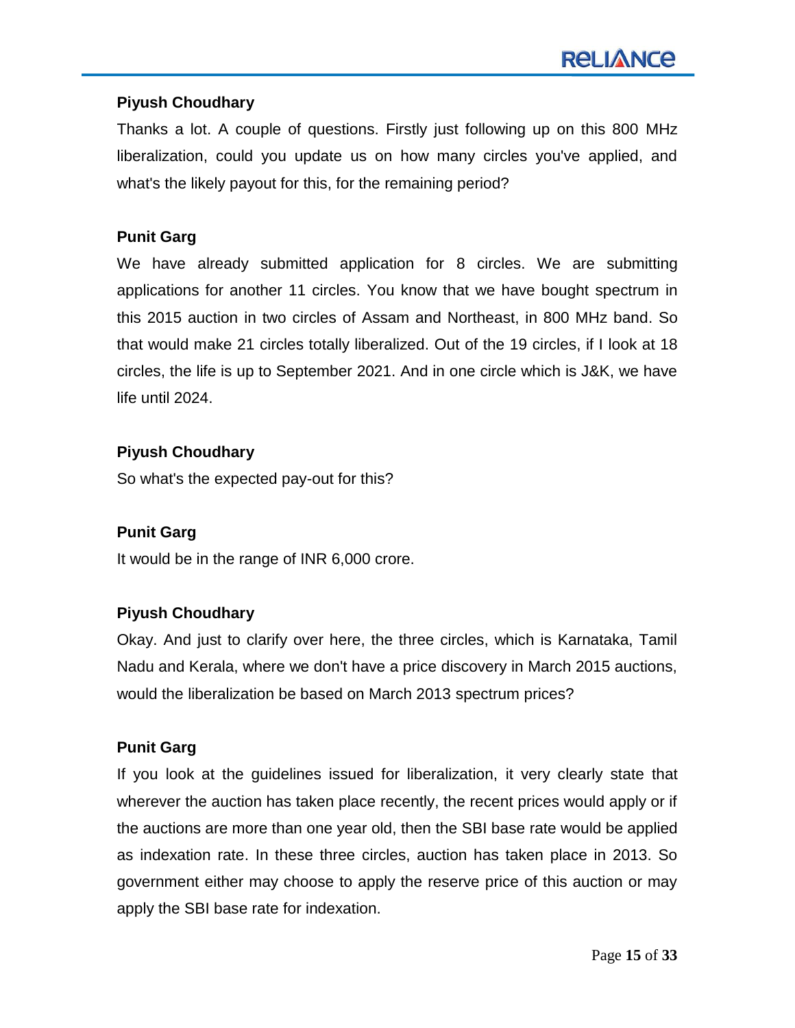**Piyush Choudhary**

Thanks a lot. A couple of questions. Firstly just following up on this 800 MHz liberalization, could you update us on how many circles you've applied, and what's the likely payout for this, for the remaining period?

**Punit Garg**

We have already submitted application for 8 circles. We are submitting applications for another 11 circles. You know that we have bought spectrum in this 2015 auction in two circles of Assam and Northeast, in 800 MHz band. So that would make 21 circles totally liberalized. Out of the 19 circles, if I look at 18 circles, the life is up to September 2021. And in one circle which is J&K, we have life until 2024.

**Piyush Choudhary**

So what's the expected pay-out for this?

**Punit Garg**

It would be in the range of INR 6,000 crore.

**Piyush Choudhary**

Okay. And just to clarify over here, the three circles, which is Karnataka, Tamil Nadu and Kerala, where we don't have a price discovery in March 2015 auctions, would the liberalization be based on March 2013 spectrum prices?

**Punit Garg**

If you look at the guidelines issued for liberalization, it very clearly state that wherever the auction has taken place recently, the recent prices would apply or if the auctions are more than one year old, then the SBI base rate would be applied as indexation rate. In these three circles, auction has taken place in 2013. So government either may choose to apply the reserve price of this auction or may apply the SBI base rate for indexation.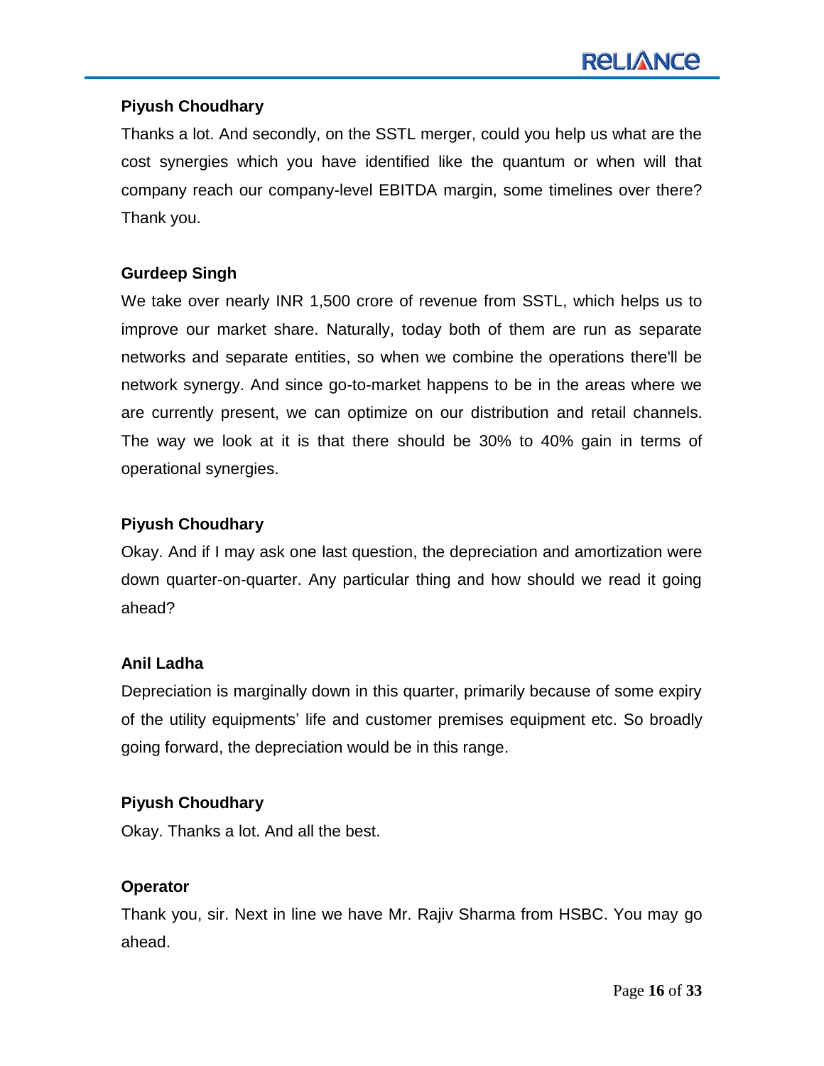**Piyush Choudhary**

Thanks a lot. And secondly, on the SSTL merger, could you help us what are the cost synergies which you have identified like the quantum or when will that company reach our company-level EBITDA margin, some timelines over there? Thank you.

**Gurdeep Singh**

We take over nearly INR 1,500 crore of revenue from SSTL, which helps us to improve our market share. Naturally, today both of them are run as separate networks and separate entities, so when we combine the operations there'll be network synergy. And since go-to-market happens to be in the areas where we are currently present, we can optimize on our distribution and retail channels. The way we look at it is that there should be 30% to 40% gain in terms of operational synergies.

**Piyush Choudhary**

Okay. And if I may ask one last question, the depreciation and amortization were down quarter-on-quarter. Any particular thing and how should we read it going ahead?

**Anil Ladha**

Depreciation is marginally down in this quarter, primarily because of some expiry of the utility equipments' life and customer premises equipment etc. So broadly going forward, the depreciation would be in this range.

**Piyush Choudhary**

Okay. Thanks a lot. And all the best.

**Operator**

Thank you, sir. Next in line we have Mr. Rajiv Sharma from HSBC. You may go ahead.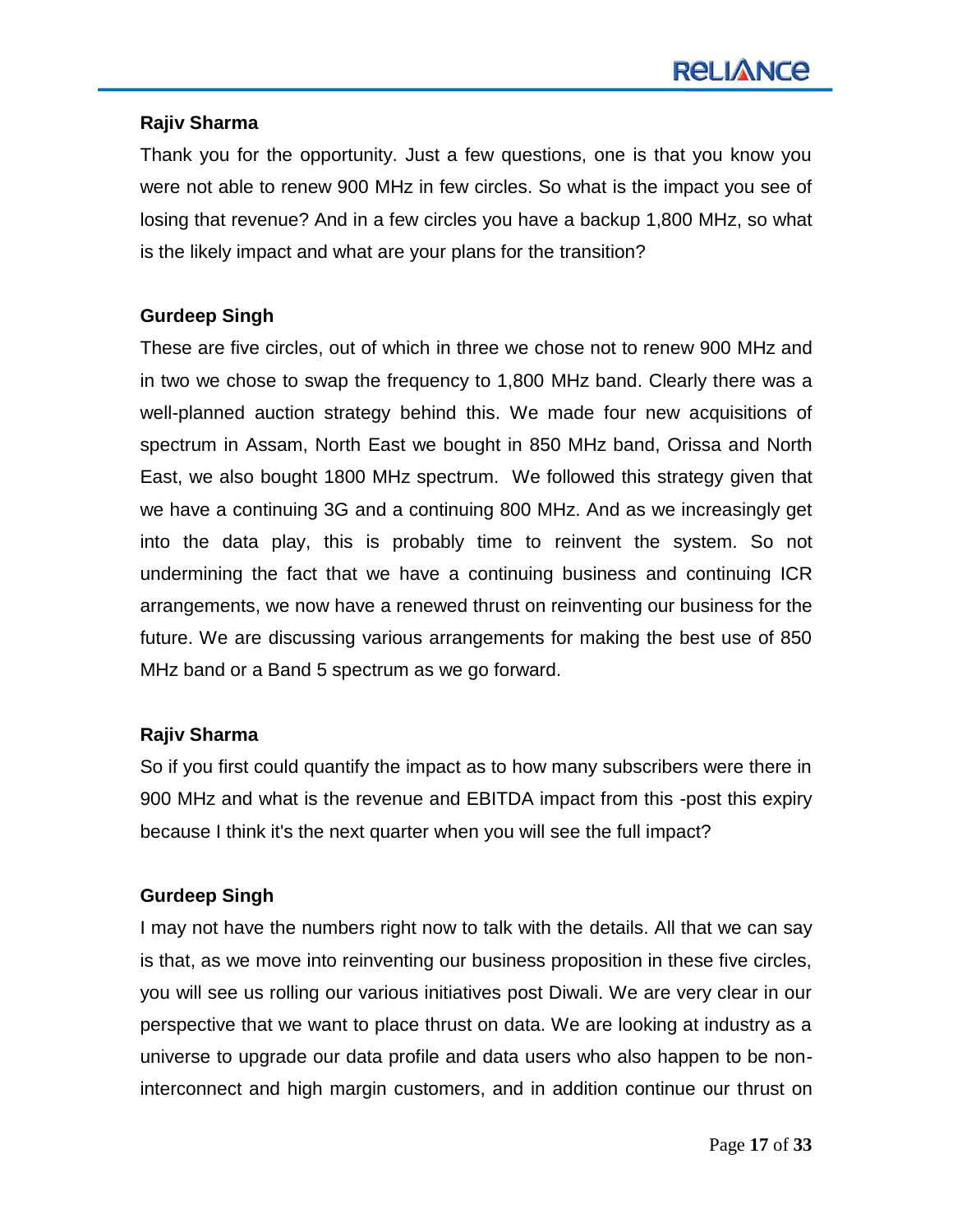**Rajiv Sharma**

Thank you for the opportunity. Just a few questions, one is that you know you were not able to renew 900 MHz in few circles. So what is the impact you see of losing that revenue? And in a few circles you have a backup 1,800 MHz, so what is the likely impact and what are your plans for the transition?

**Gurdeep Singh**

These are five circles, out of which in three we chose not to renew 900 MHz and in two we chose to swap the frequency to 1,800 MHz band. Clearly there was a well-planned auction strategy behind this. We made four new acquisitions of spectrum in Assam, North East we bought in 850 MHz band, Orissa and North East, we also bought 1800 MHz spectrum. We followed this strategy given that we have a continuing 3G and a continuing 800 MHz. And as we increasingly get into the data play, this is probably time to reinvent the system. So not undermining the fact that we have a continuing business and continuing ICR arrangements, we now have a renewed thrust on reinventing our business for the future. We are discussing various arrangements for making the best use of 850 MHz band or a Band 5 spectrum as we go forward.

**Rajiv Sharma**

So if you first could quantify the impact as to how many subscribers were there in 900 MHz and what is the revenue and EBITDA impact from this -post this expiry because I think it's the next quarter when you will see the full impact?

**Gurdeep Singh**

I may not have the numbers right now to talk with the details. All that we can say is that, as we move into reinventing our business proposition in these five circles, you will see us rolling our various initiatives post Diwali. We are very clear in our perspective that we want to place thrust on data. We are looking at industry as a universe to upgrade our data profile and data users who also happen to be non-interconnect and high margin customers, and in addition continue our thrust on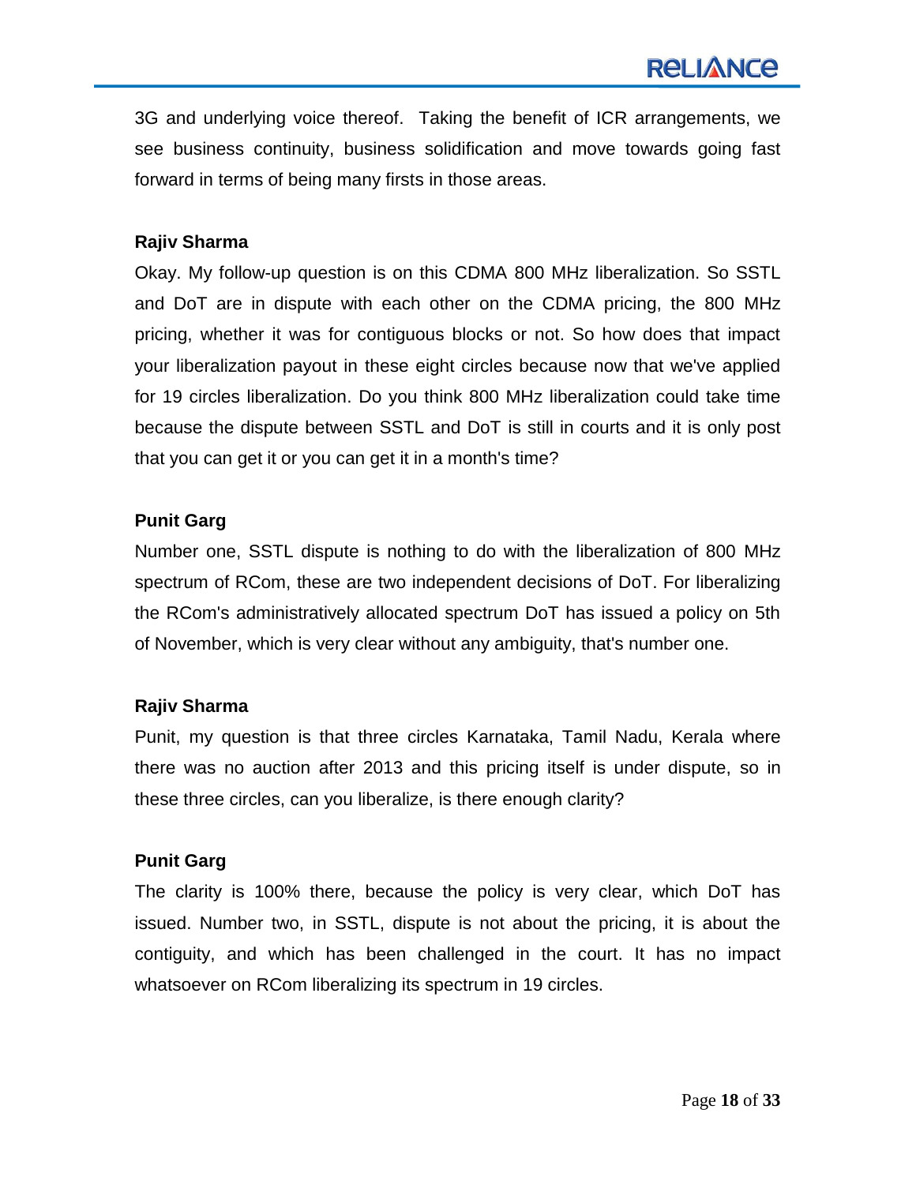3G and underlying voice thereof. Taking the benefit of ICR arrangements, we see business continuity, business solidification and move towards going fast forward in terms of being many firsts in those areas.

**Rajiv Sharma**

Okay. My follow-up question is on this CDMA 800 MHz liberalization. So SSTL and DoT are in dispute with each other on the CDMA pricing, the 800 MHz pricing, whether it was for contiguous blocks or not. So how does that impact your liberalization payout in these eight circles because now that we've applied for 19 circles liberalization. Do you think 800 MHz liberalization could take time because the dispute between SSTL and DoT is still in courts and it is only post that you can get it or you can get it in a month's time?

**Punit Garg**

Number one, SSTL dispute is nothing to do with the liberalization of 800 MHz spectrum of RCom, these are two independent decisions of DoT. For liberalizing the RCom's administratively allocated spectrum DoT has issued a policy on 5th of November, which is very clear without any ambiguity, that's number one.

**Rajiv Sharma**

Punit, my question is that three circles Karnataka, Tamil Nadu, Kerala where there was no auction after 2013 and this pricing itself is under dispute, so in these three circles, can you liberalize, is there enough clarity?

**Punit Garg**

The clarity is 100% there, because the policy is very clear, which DoT has issued. Number two, in SSTL, dispute is not about the pricing, it is about the contiguity, and which has been challenged in the court. It has no impact whatsoever on RCom liberalizing its spectrum in 19 circles.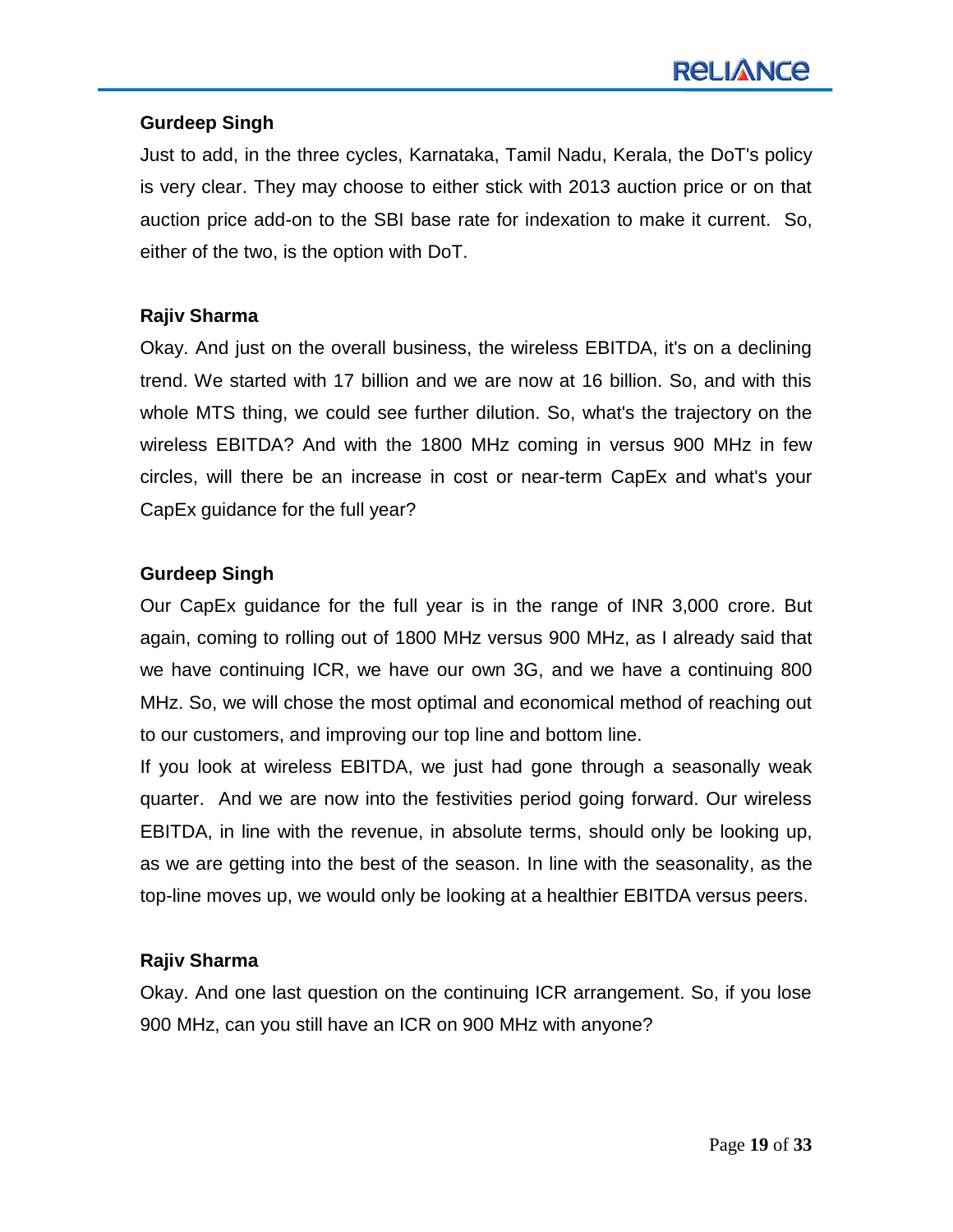**Gurdeep Singh**

Just to add, in the three cycles, Karnataka, Tamil Nadu, Kerala, the DoT's policy is very clear. They may choose to either stick with 2013 auction price or on that auction price add-on to the SBI base rate for indexation to make it current. So, either of the two, is the option with DoT.

**Rajiv Sharma**

Okay. And just on the overall business, the wireless EBITDA, it's on a declining trend. We started with 17 billion and we are now at 16 billion. So, and with this whole MTS thing, we could see further dilution. So, what's the trajectory on the wireless EBITDA? And with the 1800 MHz coming in versus 900 MHz in few circles, will there be an increase in cost or near-term CapEx and what's your CapEx guidance for the full year?

**Gurdeep Singh**

Our CapEx guidance for the full year is in the range of INR 3,000 crore. But again, coming to rolling out of 1800 MHz versus 900 MHz, as I already said that we have continuing ICR, we have our own 3G, and we have a continuing 800 MHz. So, we will chose the most optimal and economical method of reaching out to our customers, and improving our top line and bottom line.

If you look at wireless EBITDA, we just had gone through a seasonally weak quarter. And we are now into the festivities period going forward. Our wireless EBITDA, in line with the revenue, in absolute terms, should only be looking up, as we are getting into the best of the season. In line with the seasonality, as the top-line moves up, we would only be looking at a healthier EBITDA versus peers.

**Rajiv Sharma**

Okay. And one last question on the continuing ICR arrangement. So, if you lose 900 MHz, can you still have an ICR on 900 MHz with anyone?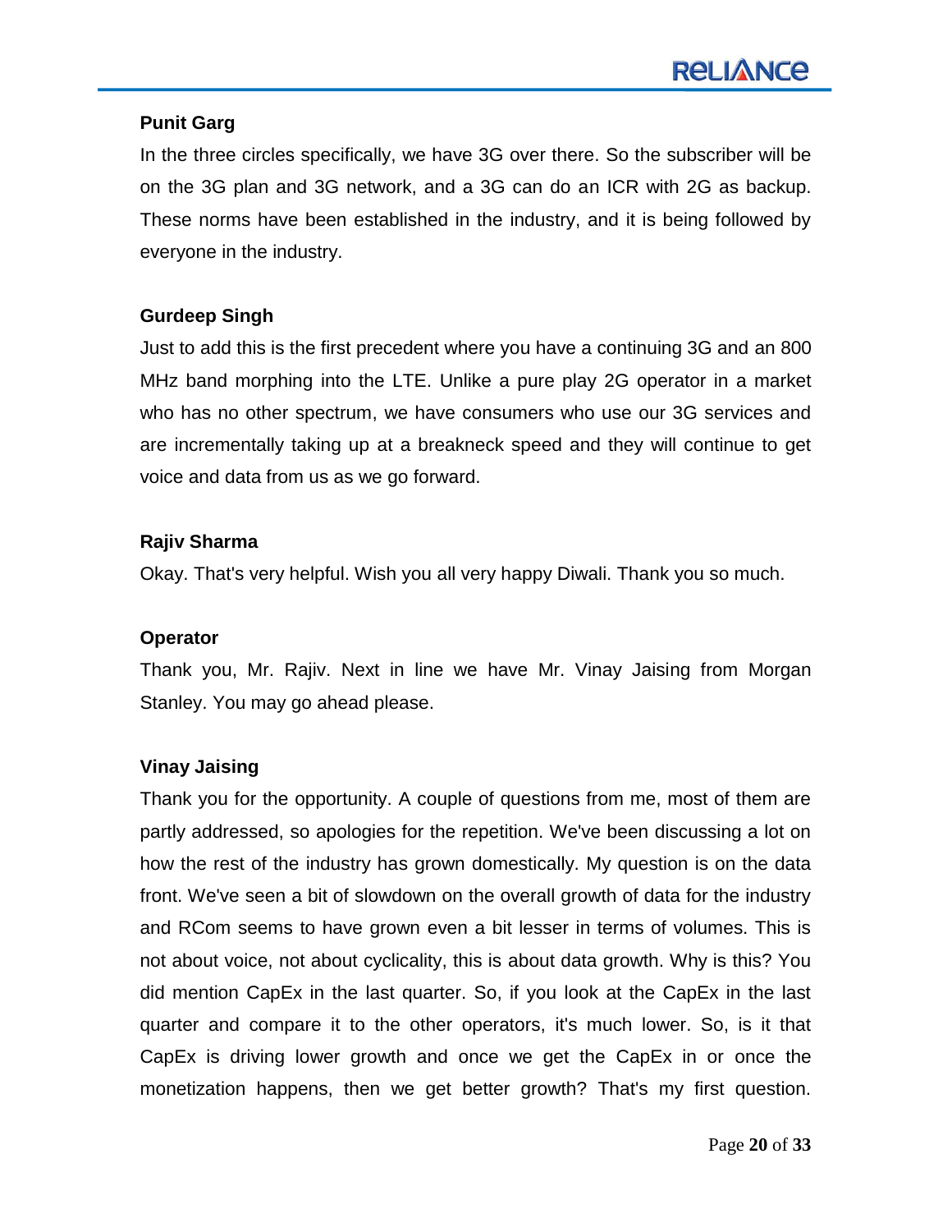**Punit Garg**

In the three circles specifically, we have 3G over there. So the subscriber will be on the 3G plan and 3G network, and a 3G can do an ICR with 2G as backup. These norms have been established in the industry, and it is being followed by everyone in the industry.

**Gurdeep Singh**

Just to add this is the first precedent where you have a continuing 3G and an 800 MHz band morphing into the LTE. Unlike a pure play 2G operator in a market who has no other spectrum, we have consumers who use our 3G services and are incrementally taking up at a breakneck speed and they will continue to get voice and data from us as we go forward.

**Rajiv Sharma**

Okay. That's very helpful. Wish you all very happy Diwali. Thank you so much.

**Operator**

Thank you, Mr. Rajiv. Next in line we have Mr. Vinay Jaising from Morgan Stanley. You may go ahead please.

**Vinay Jaising**

Thank you for the opportunity. A couple of questions from me, most of them are partly addressed, so apologies for the repetition. We've been discussing a lot on how the rest of the industry has grown domestically. My question is on the data front. We've seen a bit of slowdown on the overall growth of data for the industry and RCom seems to have grown even a bit lesser in terms of volumes. This is not about voice, not about cyclicality, this is about data growth. Why is this? You did mention CapEx in the last quarter. So, if you look at the CapEx in the last quarter and compare it to the other operators, it's much lower. So, is it that CapEx is driving lower growth and once we get the CapEx in or once the monetization happens, then we get better growth? That's my first question.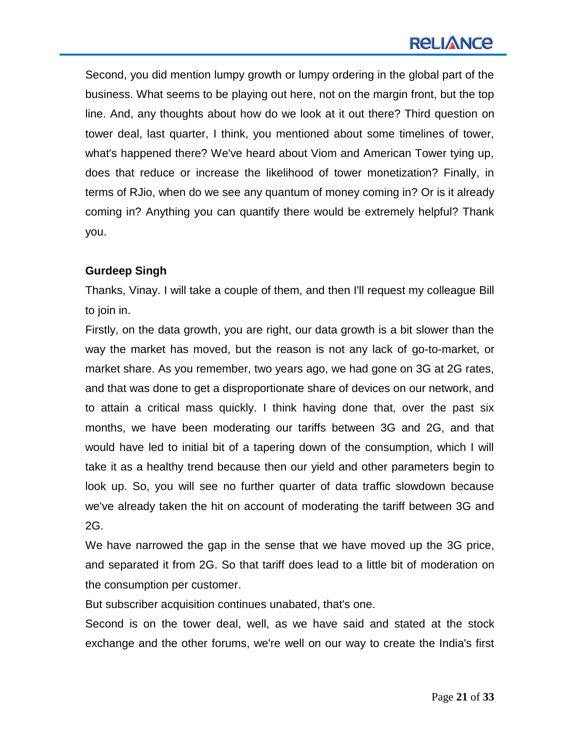Second, you did mention lumpy growth or lumpy ordering in the global part of the business. What seems to be playing out here, not on the margin front, but the top line. And, any thoughts about how do we look at it out there? Third question on tower deal, last quarter, I think, you mentioned about some timelines of tower, what's happened there? We've heard about Viom and American Tower tying up, does that reduce or increase the likelihood of tower monetization? Finally, in terms of RJio, when do we see any quantum of money coming in? Or is it already coming in? Anything you can quantify there would be extremely helpful? Thank you.

**Gurdeep Singh**

Thanks, Vinay. I will take a couple of them, and then I'll request my colleague Bill to join in.

Firstly, on the data growth, you are right, our data growth is a bit slower than the way the market has moved, but the reason is not any lack of go-to-market, or market share. As you remember, two years ago, we had gone on 3G at 2G rates, and that was done to get a disproportionate share of devices on our network, and to attain a critical mass quickly. I think having done that, over the past six months, we have been moderating our tariffs between 3G and 2G, and that would have led to initial bit of a tapering down of the consumption, which I will take it as a healthy trend because then our yield and other parameters begin to look up. So, you will see no further quarter of data traffic slowdown because we've already taken the hit on account of moderating the tariff between 3G and 2G.

We have narrowed the gap in the sense that we have moved up the 3G price, and separated it from 2G. So that tariff does lead to a little bit of moderation on the consumption per customer.

But subscriber acquisition continues unabated, that's one.

Second is on the tower deal, well, as we have said and stated at the stock exchange and the other forums, we're well on our way to create the India's first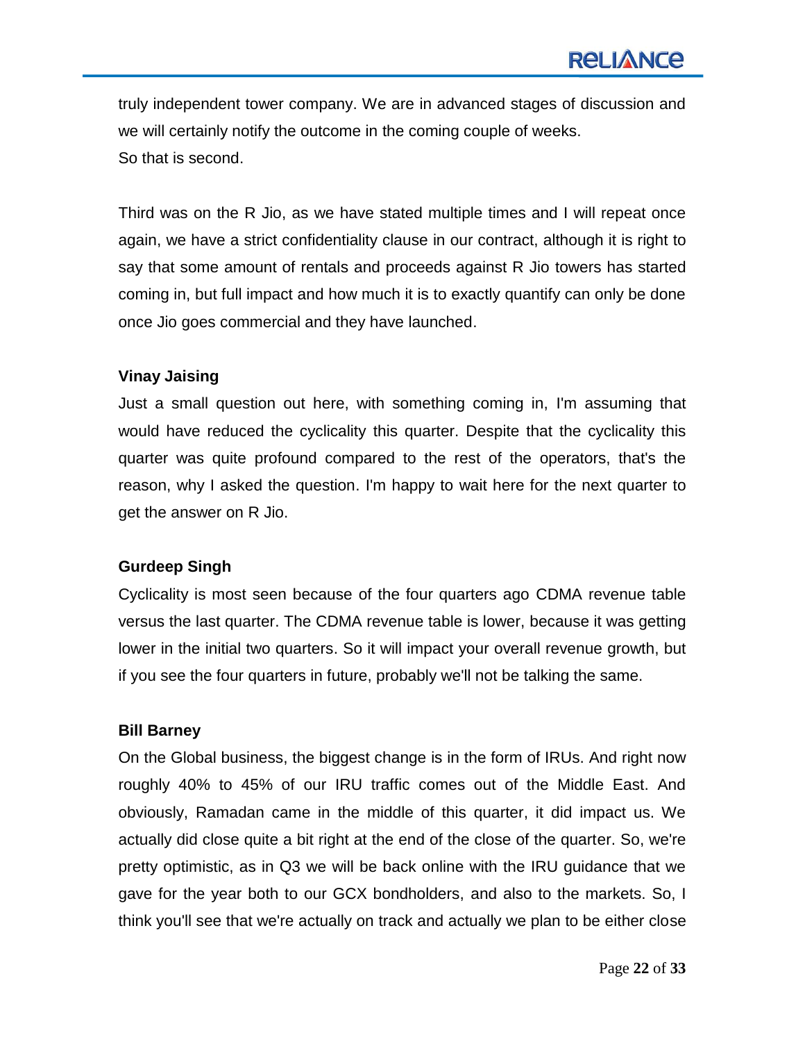truly independent tower company. We are in advanced stages of discussion and we will certainly notify the outcome in the coming couple of weeks.
So that is second.

Third was on the R Jio, as we have stated multiple times and I will repeat once again, we have a strict confidentiality clause in our contract, although it is right to say that some amount of rentals and proceeds against R Jio towers has started coming in, but full impact and how much it is to exactly quantify can only be done once Jio goes commercial and they have launched.

**Vinay Jaising**

Just a small question out here, with something coming in, I'm assuming that would have reduced the cyclicality this quarter. Despite that the cyclicality this quarter was quite profound compared to the rest of the operators, that's the reason, why I asked the question. I'm happy to wait here for the next quarter to get the answer on R Jio.

**Gurdeep Singh**

Cyclicality is most seen because of the four quarters ago CDMA revenue table versus the last quarter. The CDMA revenue table is lower, because it was getting lower in the initial two quarters. So it will impact your overall revenue growth, but if you see the four quarters in future, probably we'll not be talking the same.

**Bill Barney**

On the Global business, the biggest change is in the form of IRUs. And right now roughly 40% to 45% of our IRU traffic comes out of the Middle East. And obviously, Ramadan came in the middle of this quarter, it did impact us. We actually did close quite a bit right at the end of the close of the quarter. So, we're pretty optimistic, as in Q3 we will be back online with the IRU guidance that we gave for the year both to our GCX bondholders, and also to the markets. So, I think you'll see that we're actually on track and actually we plan to be either close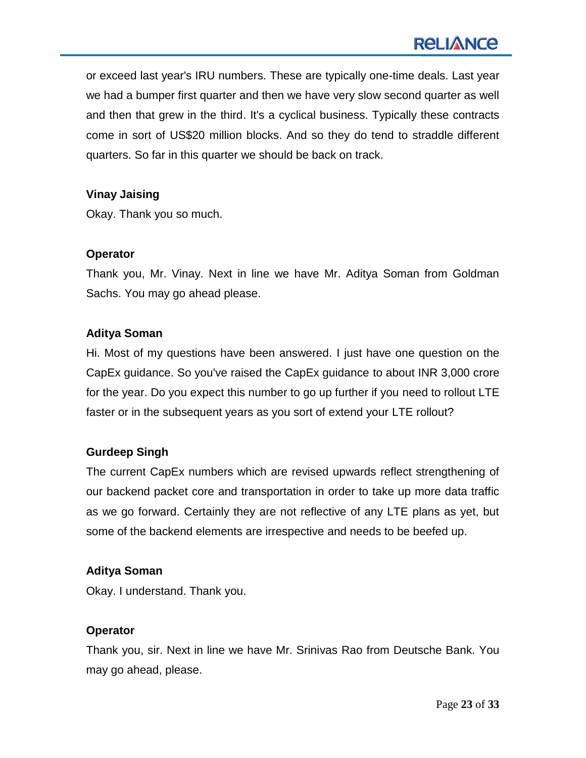or exceed last year's IRU numbers. These are typically one-time deals. Last year we had a bumper first quarter and then we have very slow second quarter as well and then that grew in the third. It's a cyclical business. Typically these contracts come in sort of US$20 million blocks. And so they do tend to straddle different quarters. So far in this quarter we should be back on track.

**Vinay Jaising**

Okay. Thank you so much.

**Operator**

Thank you, Mr. Vinay. Next in line we have Mr. Aditya Soman from Goldman Sachs. You may go ahead please.

**Aditya Soman**

Hi. Most of my questions have been answered. I just have one question on the CapEx guidance. So you've raised the CapEx guidance to about INR 3,000 crore for the year. Do you expect this number to go up further if you need to rollout LTE faster or in the subsequent years as you sort of extend your LTE rollout?

**Gurdeep Singh**

The current CapEx numbers which are revised upwards reflect strengthening of our backend packet core and transportation in order to take up more data traffic as we go forward. Certainly they are not reflective of any LTE plans as yet, but some of the backend elements are irrespective and needs to be beefed up.

**Aditya Soman**

Okay. I understand. Thank you.

**Operator**

Thank you, sir. Next in line we have Mr. Srinivas Rao from Deutsche Bank. You may go ahead, please.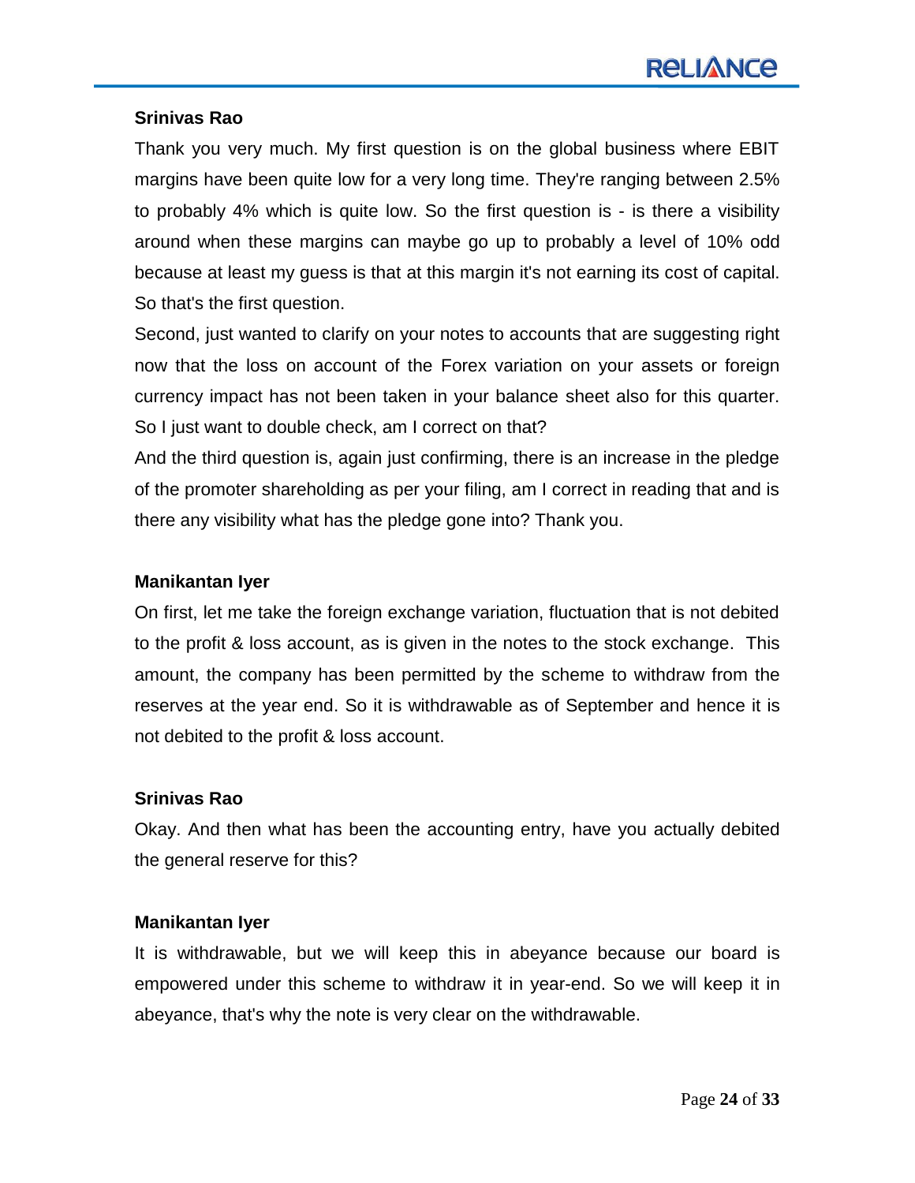**Srinivas Rao**

Thank you very much. My first question is on the global business where EBIT margins have been quite low for a very long time. They're ranging between 2.5% to probably 4% which is quite low. So the first question is - is there a visibility around when these margins can maybe go up to probably a level of 10% odd because at least my guess is that at this margin it's not earning its cost of capital. So that's the first question.

Second, just wanted to clarify on your notes to accounts that are suggesting right now that the loss on account of the Forex variation on your assets or foreign currency impact has not been taken in your balance sheet also for this quarter. So I just want to double check, am I correct on that?

And the third question is, again just confirming, there is an increase in the pledge of the promoter shareholding as per your filing, am I correct in reading that and is there any visibility what has the pledge gone into? Thank you.

**Manikantan Iyer**

On first, let me take the foreign exchange variation, fluctuation that is not debited to the profit & loss account, as is given in the notes to the stock exchange. This amount, the company has been permitted by the scheme to withdraw from the reserves at the year end. So it is withdrawable as of September and hence it is not debited to the profit & loss account.

**Srinivas Rao**

Okay. And then what has been the accounting entry, have you actually debited the general reserve for this?

**Manikantan Iyer**

It is withdrawable, but we will keep this in abeyance because our board is empowered under this scheme to withdraw it in year-end. So we will keep it in abeyance, that's why the note is very clear on the withdrawable.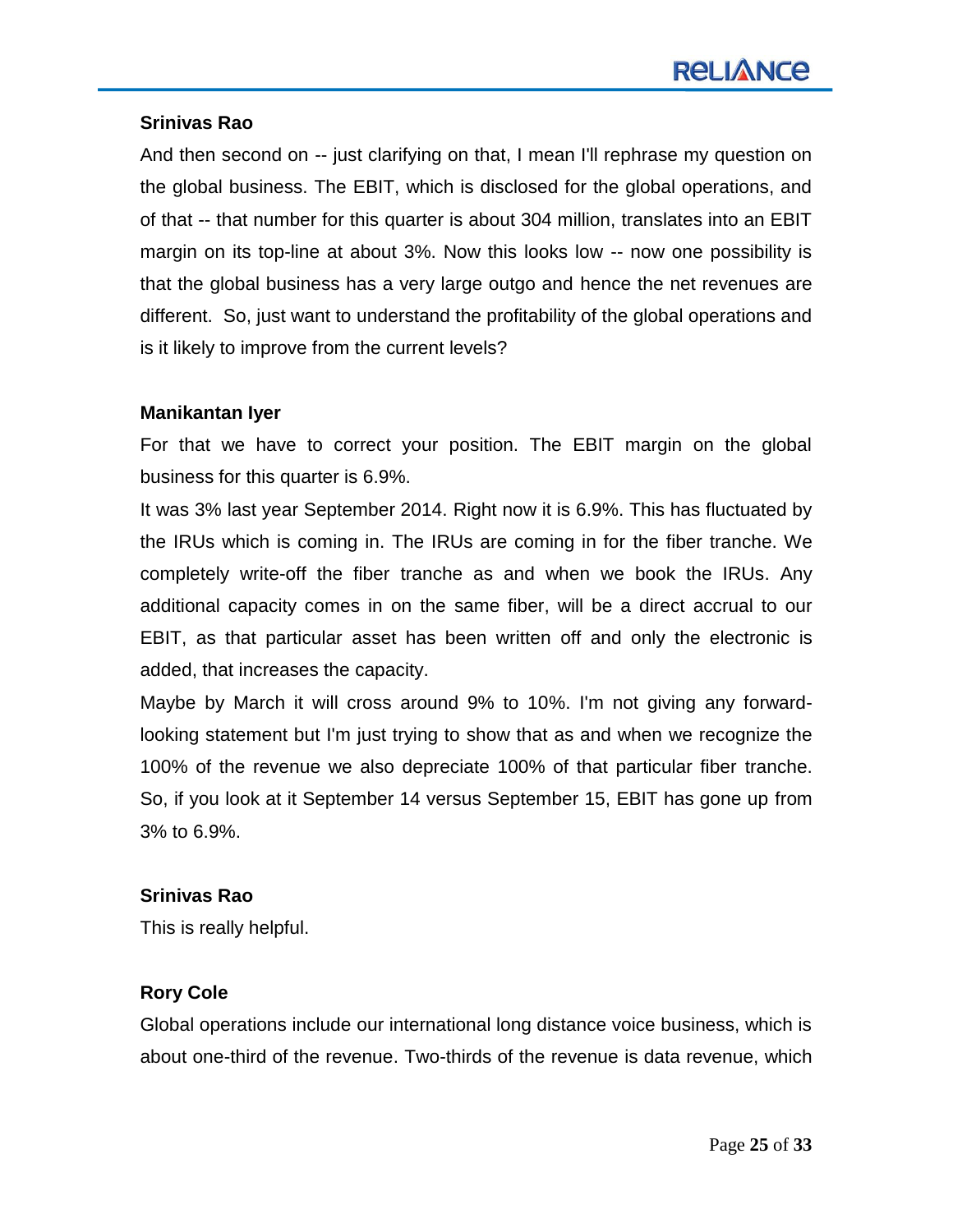**Srinivas Rao**

And then second on -- just clarifying on that, I mean I'll rephrase my question on the global business. The EBIT, which is disclosed for the global operations, and of that -- that number for this quarter is about 304 million, translates into an EBIT margin on its top-line at about 3%. Now this looks low -- now one possibility is that the global business has a very large outgo and hence the net revenues are different. So, just want to understand the profitability of the global operations and is it likely to improve from the current levels?

**Manikantan Iyer**

For that we have to correct your position. The EBIT margin on the global business for this quarter is 6.9%.

It was 3% last year September 2014. Right now it is 6.9%. This has fluctuated by the IRUs which is coming in. The IRUs are coming in for the fiber tranche. We completely write-off the fiber tranche as and when we book the IRUs. Any additional capacity comes in on the same fiber, will be a direct accrual to our EBIT, as that particular asset has been written off and only the electronic is added, that increases the capacity.

Maybe by March it will cross around 9% to 10%. I'm not giving any forward-looking statement but I'm just trying to show that as and when we recognize the 100% of the revenue we also depreciate 100% of that particular fiber tranche. So, if you look at it September 14 versus September 15, EBIT has gone up from 3% to 6.9%.

**Srinivas Rao**

This is really helpful.

**Rory Cole**

Global operations include our international long distance voice business, which is about one-third of the revenue. Two-thirds of the revenue is data revenue, which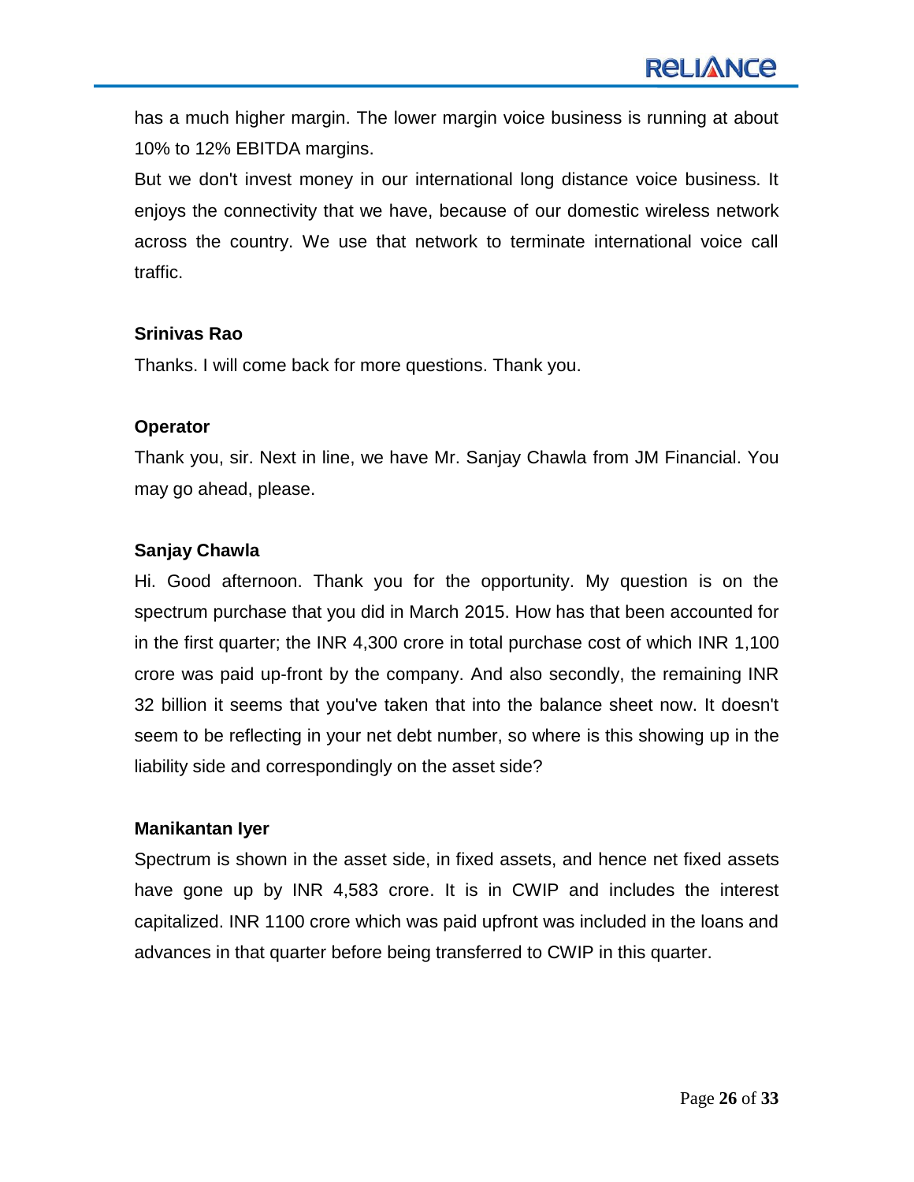has a much higher margin. The lower margin voice business is running at about 10% to 12% EBITDA margins.

But we don't invest money in our international long distance voice business. It enjoys the connectivity that we have, because of our domestic wireless network across the country. We use that network to terminate international voice call traffic.

**Srinivas Rao**

Thanks. I will come back for more questions. Thank you.

**Operator**

Thank you, sir. Next in line, we have Mr. Sanjay Chawla from JM Financial. You may go ahead, please.

**Sanjay Chawla**

Hi. Good afternoon. Thank you for the opportunity. My question is on the spectrum purchase that you did in March 2015. How has that been accounted for in the first quarter; the INR 4,300 crore in total purchase cost of which INR 1,100 crore was paid up-front by the company. And also secondly, the remaining INR 32 billion it seems that you've taken that into the balance sheet now. It doesn't seem to be reflecting in your net debt number, so where is this showing up in the liability side and correspondingly on the asset side?

**Manikantan Iyer**

Spectrum is shown in the asset side, in fixed assets, and hence net fixed assets have gone up by INR 4,583 crore. It is in CWIP and includes the interest capitalized. INR 1100 crore which was paid upfront was included in the loans and advances in that quarter before being transferred to CWIP in this quarter.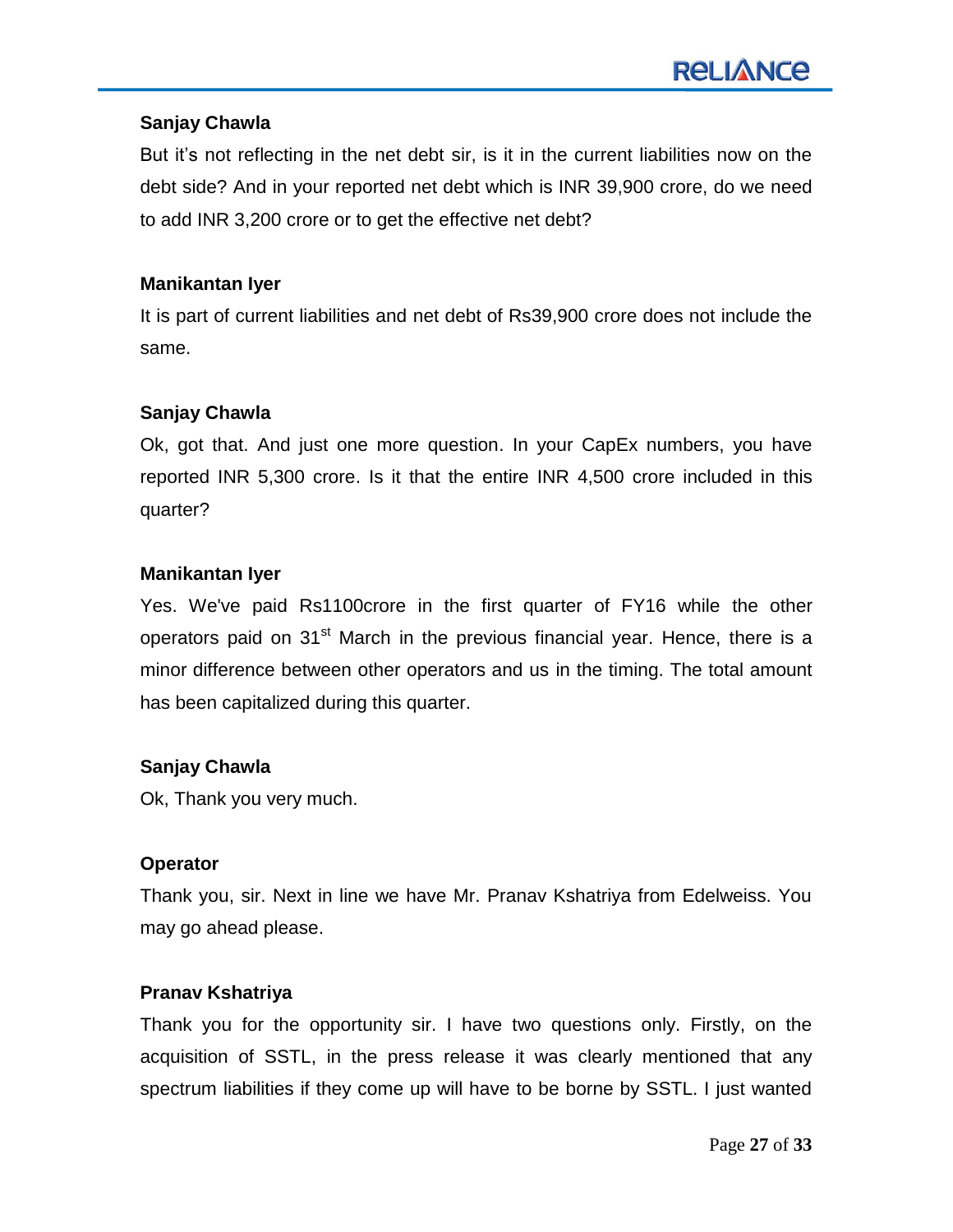**Sanjay Chawla**

But it's not reflecting in the net debt sir, is it in the current liabilities now on the debt side? And in your reported net debt which is INR 39,900 crore, do we need to add INR 3,200 crore or to get the effective net debt?

**Manikantan Iyer**

It is part of current liabilities and net debt of Rs39,900 crore does not include the same.

**Sanjay Chawla**

Ok, got that. And just one more question. In your CapEx numbers, you have reported INR 5,300 crore. Is it that the entire INR 4,500 crore included in this quarter?

**Manikantan Iyer**

Yes. We've paid Rs1100crore in the first quarter of FY16 while the other operators paid on 31st March in the previous financial year. Hence, there is a minor difference between other operators and us in the timing. The total amount has been capitalized during this quarter.

**Sanjay Chawla**

Ok, Thank you very much.

**Operator**

Thank you, sir. Next in line we have Mr. Pranav Kshatriya from Edelweiss. You may go ahead please.

**Pranav Kshatriya**

Thank you for the opportunity sir. I have two questions only. Firstly, on the acquisition of SSTL, in the press release it was clearly mentioned that any spectrum liabilities if they come up will have to be borne by SSTL. I just wanted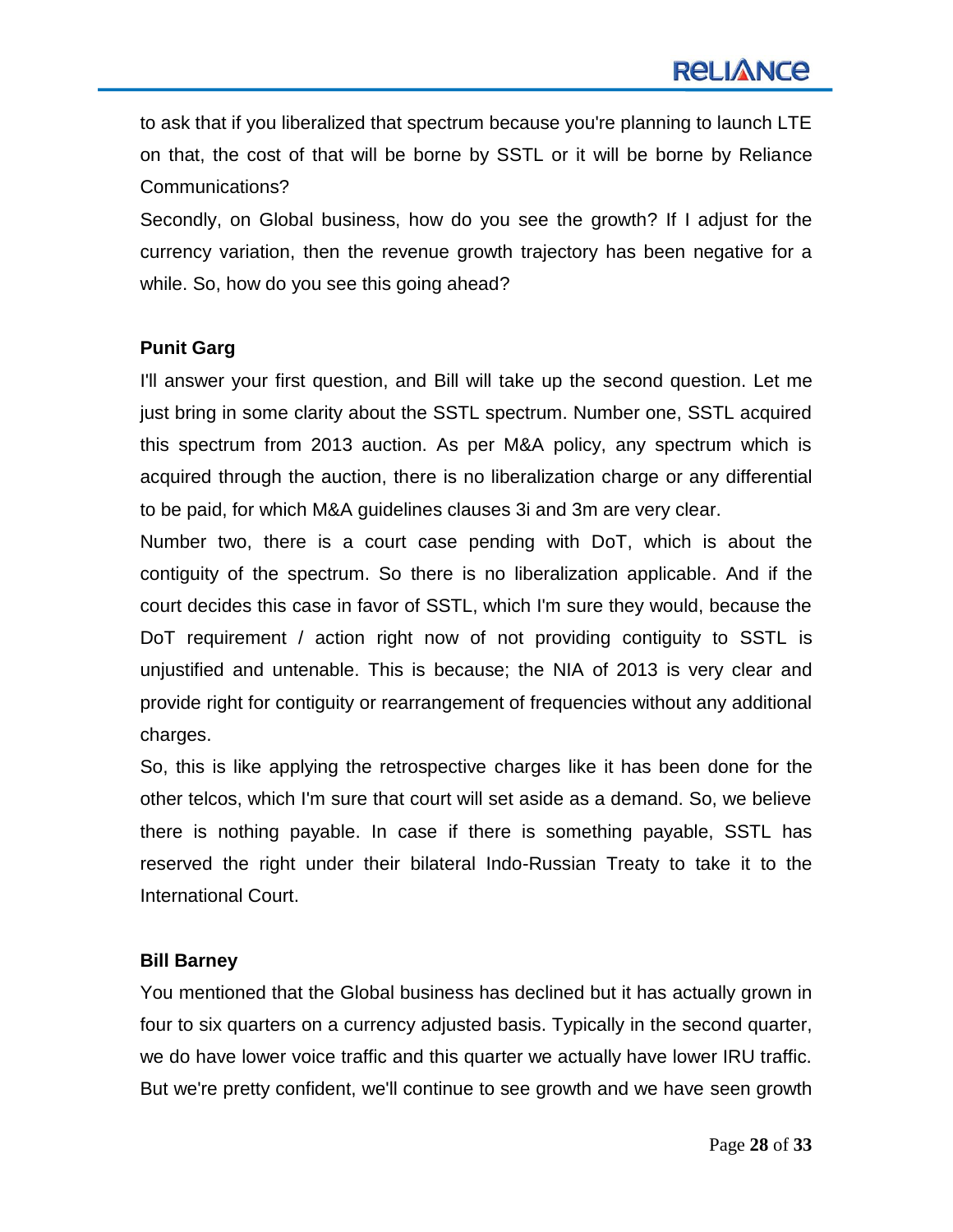to ask that if you liberalized that spectrum because you're planning to launch LTE on that, the cost of that will be borne by SSTL or it will be borne by Reliance Communications?

Secondly, on Global business, how do you see the growth? If I adjust for the currency variation, then the revenue growth trajectory has been negative for a while. So, how do you see this going ahead?

**Punit Garg**

I'll answer your first question, and Bill will take up the second question. Let me just bring in some clarity about the SSTL spectrum. Number one, SSTL acquired this spectrum from 2013 auction. As per M&A policy, any spectrum which is acquired through the auction, there is no liberalization charge or any differential to be paid, for which M&A guidelines clauses 3i and 3m are very clear.

Number two, there is a court case pending with DoT, which is about the contiguity of the spectrum. So there is no liberalization applicable. And if the court decides this case in favor of SSTL, which I'm sure they would, because the DoT requirement / action right now of not providing contiguity to SSTL is unjustified and untenable. This is because; the NIA of 2013 is very clear and provide right for contiguity or rearrangement of frequencies without any additional charges.

So, this is like applying the retrospective charges like it has been done for the other telcos, which I'm sure that court will set aside as a demand. So, we believe there is nothing payable. In case if there is something payable, SSTL has reserved the right under their bilateral Indo-Russian Treaty to take it to the International Court.

**Bill Barney**

You mentioned that the Global business has declined but it has actually grown in four to six quarters on a currency adjusted basis. Typically in the second quarter, we do have lower voice traffic and this quarter we actually have lower IRU traffic. But we're pretty confident, we'll continue to see growth and we have seen growth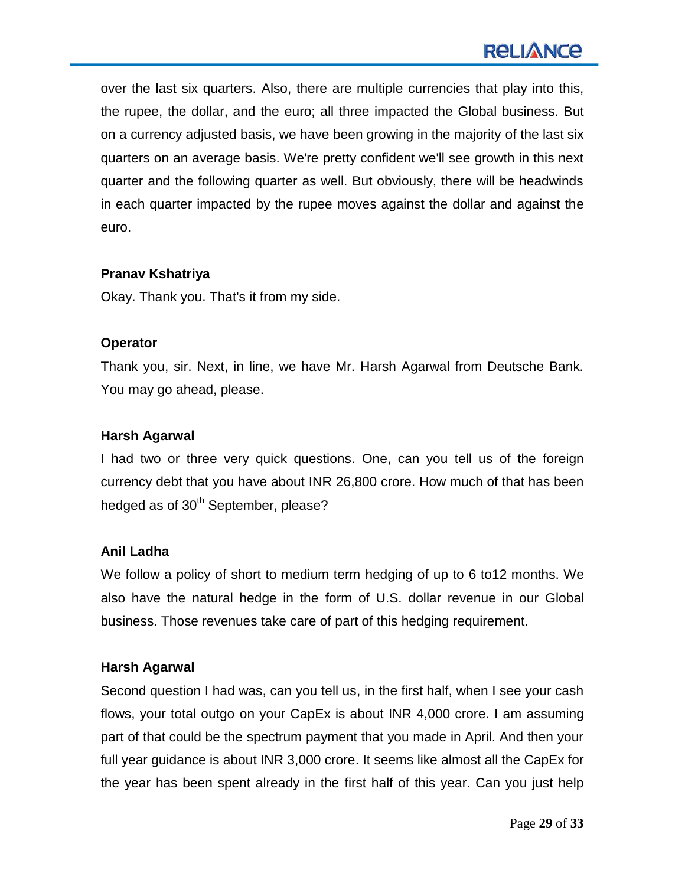over the last six quarters. Also, there are multiple currencies that play into this, the rupee, the dollar, and the euro; all three impacted the Global business. But on a currency adjusted basis, we have been growing in the majority of the last six quarters on an average basis. We're pretty confident we'll see growth in this next quarter and the following quarter as well. But obviously, there will be headwinds in each quarter impacted by the rupee moves against the dollar and against the euro.

**Pranav Kshatriya**

Okay. Thank you. That's it from my side.

**Operator**

Thank you, sir. Next, in line, we have Mr. Harsh Agarwal from Deutsche Bank. You may go ahead, please.

**Harsh Agarwal**

I had two or three very quick questions. One, can you tell us of the foreign currency debt that you have about INR 26,800 crore. How much of that has been hedged as of 30th September, please?

**Anil Ladha**

We follow a policy of short to medium term hedging of up to 6 to12 months. We also have the natural hedge in the form of U.S. dollar revenue in our Global business. Those revenues take care of part of this hedging requirement.

**Harsh Agarwal**

Second question I had was, can you tell us, in the first half, when I see your cash flows, your total outgo on your CapEx is about INR 4,000 crore. I am assuming part of that could be the spectrum payment that you made in April. And then your full year guidance is about INR 3,000 crore. It seems like almost all the CapEx for the year has been spent already in the first half of this year. Can you just help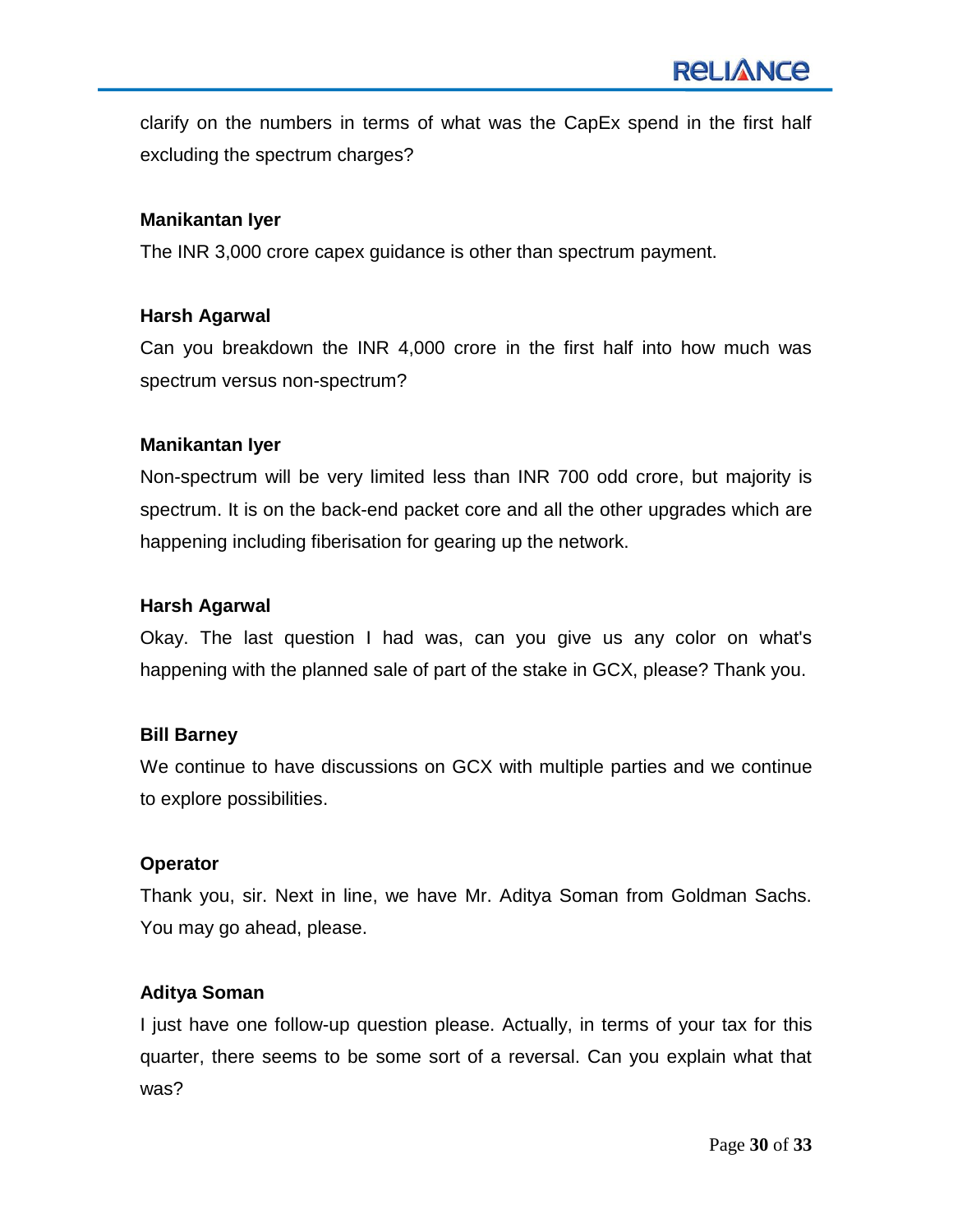clarify on the numbers in terms of what was the CapEx spend in the first half excluding the spectrum charges?

**Manikantan Iyer**

The INR 3,000 crore capex guidance is other than spectrum payment.

**Harsh Agarwal**

Can you breakdown the INR 4,000 crore in the first half into how much was spectrum versus non-spectrum?

**Manikantan Iyer**

Non-spectrum will be very limited less than INR 700 odd crore, but majority is spectrum. It is on the back-end packet core and all the other upgrades which are happening including fiberisation for gearing up the network.

**Harsh Agarwal**

Okay. The last question I had was, can you give us any color on what's happening with the planned sale of part of the stake in GCX, please? Thank you.

**Bill Barney**

We continue to have discussions on GCX with multiple parties and we continue to explore possibilities.

**Operator**

Thank you, sir. Next in line, we have Mr. Aditya Soman from Goldman Sachs. You may go ahead, please.

**Aditya Soman**

I just have one follow-up question please. Actually, in terms of your tax for this quarter, there seems to be some sort of a reversal. Can you explain what that was?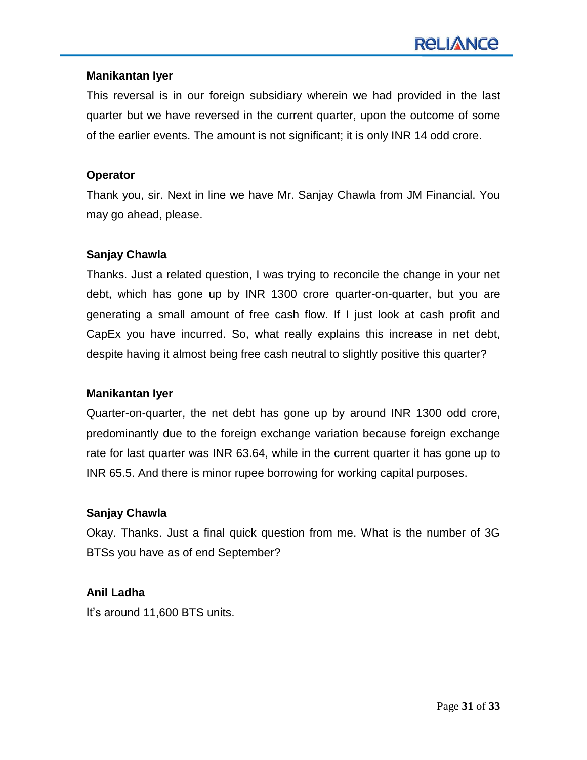**Manikantan Iyer**

This reversal is in our foreign subsidiary wherein we had provided in the last quarter but we have reversed in the current quarter, upon the outcome of some of the earlier events. The amount is not significant; it is only INR 14 odd crore.

**Operator**

Thank you, sir. Next in line we have Mr. Sanjay Chawla from JM Financial. You may go ahead, please.

**Sanjay Chawla**

Thanks. Just a related question, I was trying to reconcile the change in your net debt, which has gone up by INR 1300 crore quarter-on-quarter, but you are generating a small amount of free cash flow. If I just look at cash profit and CapEx you have incurred. So, what really explains this increase in net debt, despite having it almost being free cash neutral to slightly positive this quarter?

**Manikantan Iyer**

Quarter-on-quarter, the net debt has gone up by around INR 1300 odd crore, predominantly due to the foreign exchange variation because foreign exchange rate for last quarter was INR 63.64, while in the current quarter it has gone up to INR 65.5. And there is minor rupee borrowing for working capital purposes.

**Sanjay Chawla**

Okay. Thanks. Just a final quick question from me. What is the number of 3G BTSs you have as of end September?

**Anil Ladha**

It's around 11,600 BTS units.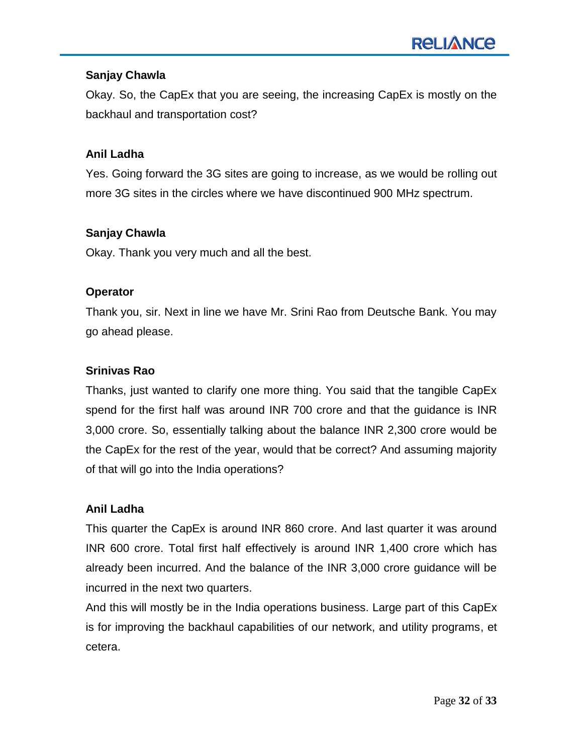**Sanjay Chawla**

Okay. So, the CapEx that you are seeing, the increasing CapEx is mostly on the backhaul and transportation cost?

**Anil Ladha**

Yes. Going forward the 3G sites are going to increase, as we would be rolling out more 3G sites in the circles where we have discontinued 900 MHz spectrum.

**Sanjay Chawla**

Okay. Thank you very much and all the best.

**Operator**

Thank you, sir. Next in line we have Mr. Srini Rao from Deutsche Bank. You may go ahead please.

**Srinivas Rao**

Thanks, just wanted to clarify one more thing. You said that the tangible CapEx spend for the first half was around INR 700 crore and that the guidance is INR 3,000 crore. So, essentially talking about the balance INR 2,300 crore would be the CapEx for the rest of the year, would that be correct? And assuming majority of that will go into the India operations?

**Anil Ladha**

This quarter the CapEx is around INR 860 crore. And last quarter it was around INR 600 crore. Total first half effectively is around INR 1,400 crore which has already been incurred. And the balance of the INR 3,000 crore guidance will be incurred in the next two quarters.

And this will mostly be in the India operations business. Large part of this CapEx is for improving the backhaul capabilities of our network, and utility programs, et cetera.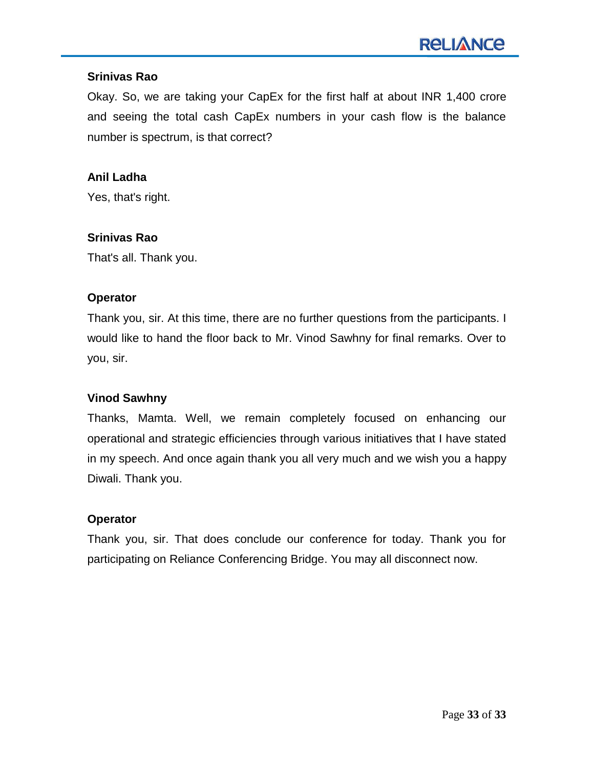**Srinivas Rao**

Okay. So, we are taking your CapEx for the first half at about INR 1,400 crore and seeing the total cash CapEx numbers in your cash flow is the balance number is spectrum, is that correct?

**Anil Ladha**

Yes, that's right.

**Srinivas Rao**

That's all. Thank you.

**Operator**

Thank you, sir. At this time, there are no further questions from the participants. I would like to hand the floor back to Mr. Vinod Sawhny for final remarks. Over to you, sir.

**Vinod Sawhny**

Thanks, Mamta. Well, we remain completely focused on enhancing our operational and strategic efficiencies through various initiatives that I have stated in my speech. And once again thank you all very much and we wish you a happy Diwali. Thank you.

**Operator**

Thank you, sir. That does conclude our conference for today. Thank you for participating on Reliance Conferencing Bridge. You may all disconnect now.